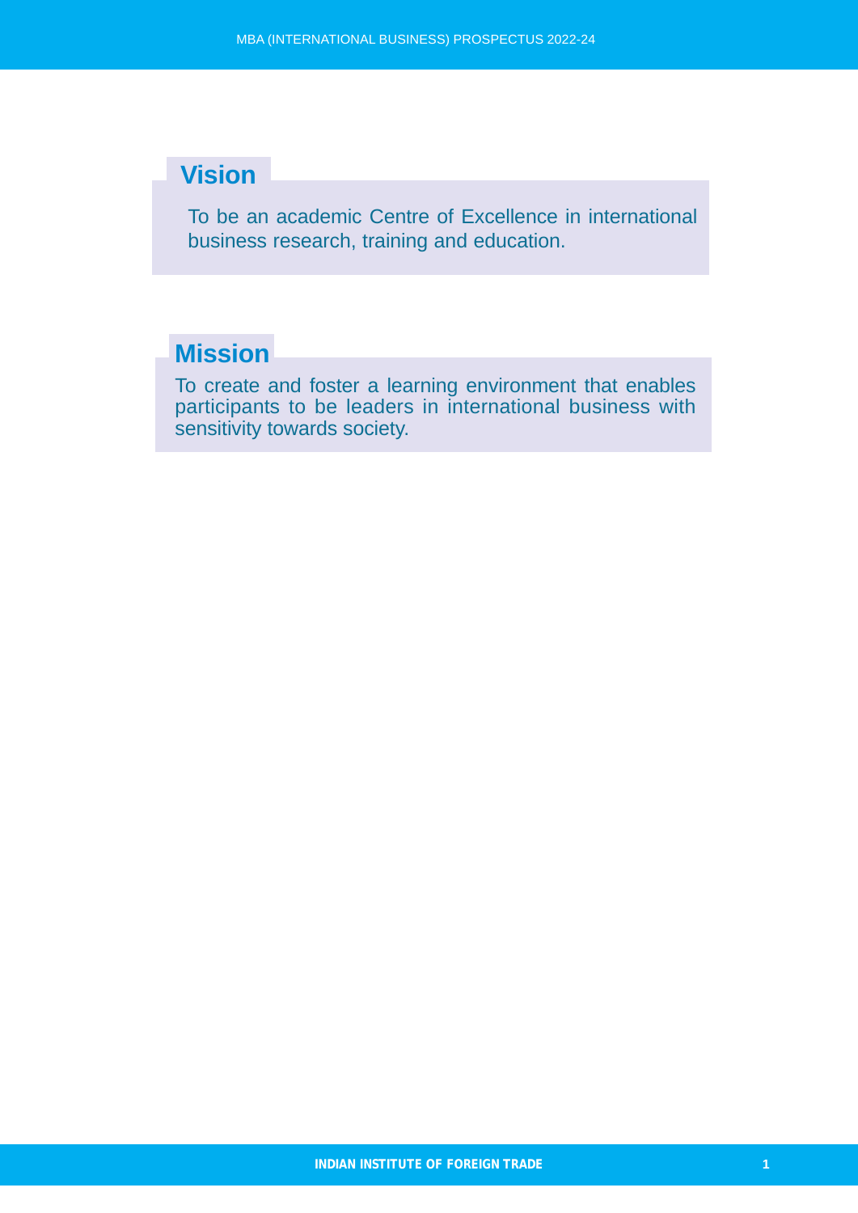## Vision

To be an academic Centre of Excellence in international business research, training and education.

## Mission

To create and foster a learning environment that enables participants to be leaders in international business with sensitivity towards society.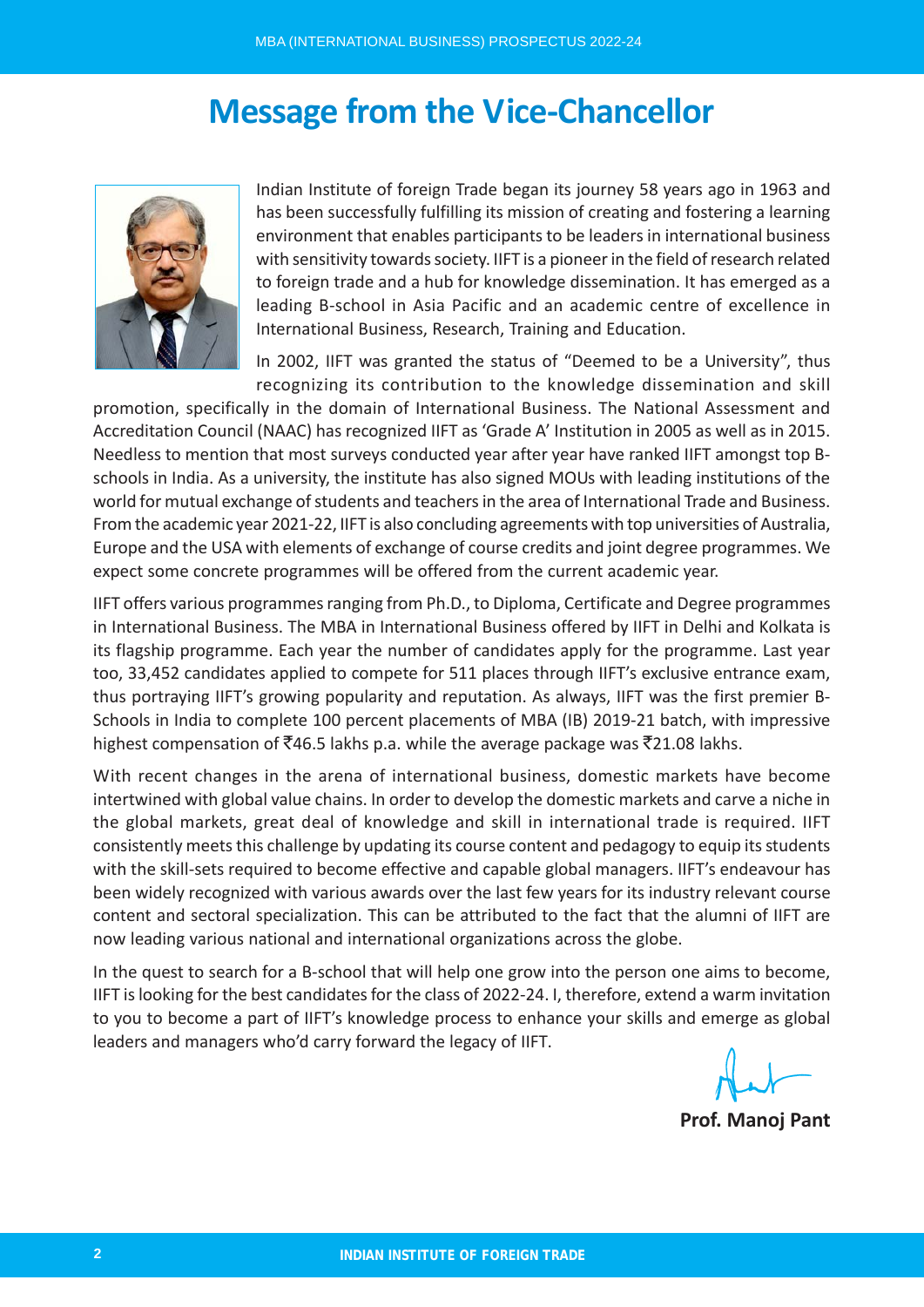# Message from the Vice-Chancellor

Indian Institute of foreign Trade began its journey 58 years ago in 1963 and has been successfully fulfilling its mission of creating and fostering a learning environment that enables participants to be leaders in international business with sensitivity towards society. IIFT is a pioneer in the field of research related to foreign trade and a hub for knowledge dissemination. It has emerged as a leading B-school in Asia Pacific and an academic centre of excellence in International Business, Research, Training and Education.

In 2002, IIFT was granted the status of "Deemed to be a University", thus recognizing its contribution to the knowledge dissemination and skill promotion, specifically in the domain of International Business. The National Assessment and Accreditation Council (NAAC) has recognized IIFT as 'Grade A' Institution in 2005 as well as in 2015. Needless to mention that most surveys conducted year after year have ranked IIFT amongst top B-schools in India. As a university, the institute has also signed MOUs with leading institutions of the world for mutual exchange of students and teachers in the area of International Trade and Business. From the academic year 2021-22, IIFT is also concluding agreements with top universities of Australia, Europe and the USA with elements of exchange of course credits and joint degree programmes. We expect some concrete programmes will be offered from the current academic year.

IIFT offers various programmes ranging from Ph.D., to Diploma, Certificate and Degree programmes in International Business. The MBA in International Business offered by IIFT in Delhi and Kolkata is its flagship programme. Each year the number of candidates apply for the programme. Last year too, 33,452 candidates applied to compete for 511 places through IIFT's exclusive entrance exam, thus portraying IIFT's growing popularity and reputation. As always, IIFT was the first premier B-Schools in India to complete 100 percent placements of MBA (IB) 2019-21 batch, with impressive highest compensation of ₹46.5 lakhs p.a. while the average package was ₹21.08 lakhs.

With recent changes in the arena of international business, domestic markets have become intertwined with global value chains. In order to develop the domestic markets and carve a niche in the global markets, great deal of knowledge and skill in international trade is required. IIFT consistently meets this challenge by updating its course content and pedagogy to equip its students with the skill-sets required to become effective and capable global managers. IIFT's endeavour has been widely recognized with various awards over the last few years for its industry relevant course content and sectoral specialization. This can be attributed to the fact that the alumni of IIFT are now leading various national and international organizations across the globe.

In the quest to search for a B-school that will help one grow into the person one aims to become, IIFT is looking for the best candidates for the class of 2022-24. I, therefore, extend a warm invitation to you to become a part of IIFT's knowledge process to enhance your skills and emerge as global leaders and managers who'd carry forward the legacy of IIFT.

**Prof. Manoj Pant**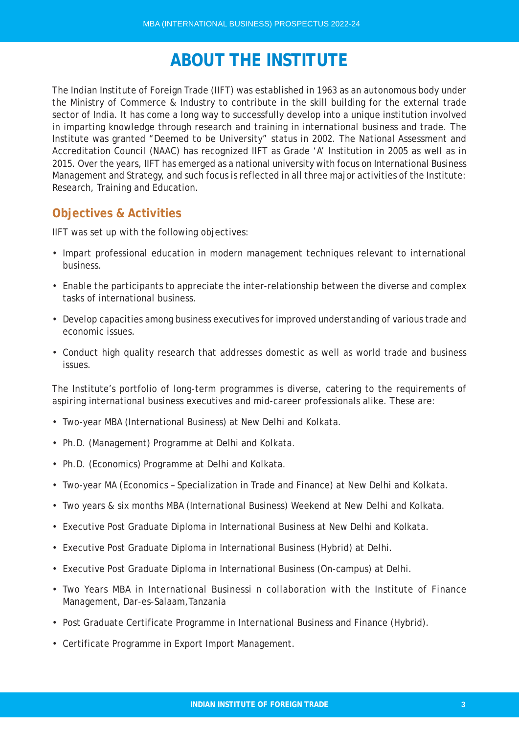# ABOUT THE INSTITUTE

The Indian Institute of Foreign Trade (IIFT) was established in 1963 as an autonomous body under the Ministry of Commerce & Industry to contribute in the skill building for the external trade sector of India. It has come a long way to successfully develop into a unique institution involved in imparting knowledge through research and training in international business and trade. The Institute was granted "Deemed to be University" status in 2002. The National Assessment and Accreditation Council (NAAC) has recognized IIFT as Grade 'A' Institution in 2005 as well as in 2015. Over the years, IIFT has emerged as a national university with focus on International Business Management and Strategy, and such focus is reflected in all three major activities of the Institute: Research, Training and Education.

## Objectives & Activities

IIFT was set up with the following objectives:

- Impart professional education in modern management techniques relevant to international business.
- Enable the participants to appreciate the inter-relationship between the diverse and complex tasks of international business.
- Develop capacities among business executives for improved understanding of various trade and economic issues.
- Conduct high quality research that addresses domestic as well as world trade and business issues.

The Institute's portfolio of long-term programmes is diverse, catering to the requirements of aspiring international business executives and mid-career professionals alike. These are:

- Two-year MBA (International Business) at New Delhi and Kolkata.
- Ph.D. (Management) Programme at Delhi and Kolkata.
- Ph.D. (Economics) Programme at Delhi and Kolkata.
- Two-year MA (Economics – Specialization in Trade and Finance) at New Delhi and Kolkata.
- Two years & six months MBA (International Business) Weekend at New Delhi and Kolkata.
- Executive Post Graduate Diploma in International Business at New Delhi and Kolkata.
- Executive Post Graduate Diploma in International Business (Hybrid) at Delhi.
- Executive Post Graduate Diploma in International Business (On-campus) at Delhi.
- Two Years MBA in International Businessi n collaboration with the Institute of Finance Management, Dar-es-Salaam, Tanzania
- Post Graduate Certificate Programme in International Business and Finance (Hybrid).
- Certificate Programme in Export Import Management.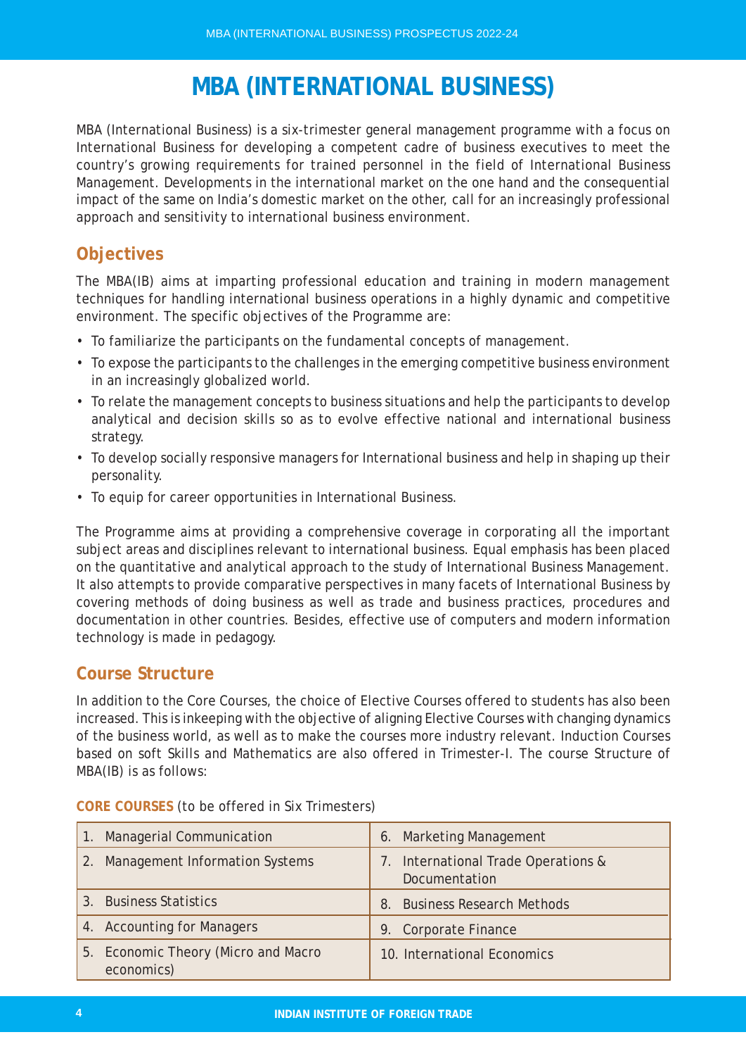# MBA (INTERNATIONAL BUSINESS)

MBA (International Business) is a six-trimester general management programme with a focus on International Business for developing a competent cadre of business executives to meet the country's growing requirements for trained personnel in the field of International Business Management. Developments in the international market on the one hand and the consequential impact of the same on India's domestic market on the other, call for an increasingly professional approach and sensitivity to international business environment.

## Objectives

The MBA(IB) aims at imparting professional education and training in modern management techniques for handling international business operations in a highly dynamic and competitive environment. The specific objectives of the Programme are:

- To familiarize the participants on the fundamental concepts of management.
- To expose the participants to the challenges in the emerging competitive business environment in an increasingly globalized world.
- To relate the management concepts to business situations and help the participants to develop analytical and decision skills so as to evolve effective national and international business strategy.
- To develop socially responsive managers for International business and help in shaping up their personality.
- To equip for career opportunities in International Business.

The Programme aims at providing a comprehensive coverage in corporating all the important subject areas and disciplines relevant to international business. Equal emphasis has been placed on the quantitative and analytical approach to the study of International Business Management. It also attempts to provide comparative perspectives in many facets of International Business by covering methods of doing business as well as trade and business practices, procedures and documentation in other countries. Besides, effective use of computers and modern information technology is made in pedagogy.

## Course Structure

In addition to the Core Courses, the choice of Elective Courses offered to students has also been increased. This is inkeeping with the objective of aligning Elective Courses with changing dynamics of the business world, as well as to make the courses more industry relevant. Induction Courses based on soft Skills and Mathematics are also offered in Trimester-I. The course Structure of MBA(IB) is as follows:

**CORE COURSES** (to be offered in Six Trimesters)

| | |
|---|---|
| 1. Managerial Communication | 6. Marketing Management |
| 2. Management Information Systems | 7. International Trade Operations & Documentation |
| 3. Business Statistics | 8. Business Research Methods |
| 4. Accounting for Managers | 9. Corporate Finance |
| 5. Economic Theory (Micro and Macro economics) | 10. International Economics |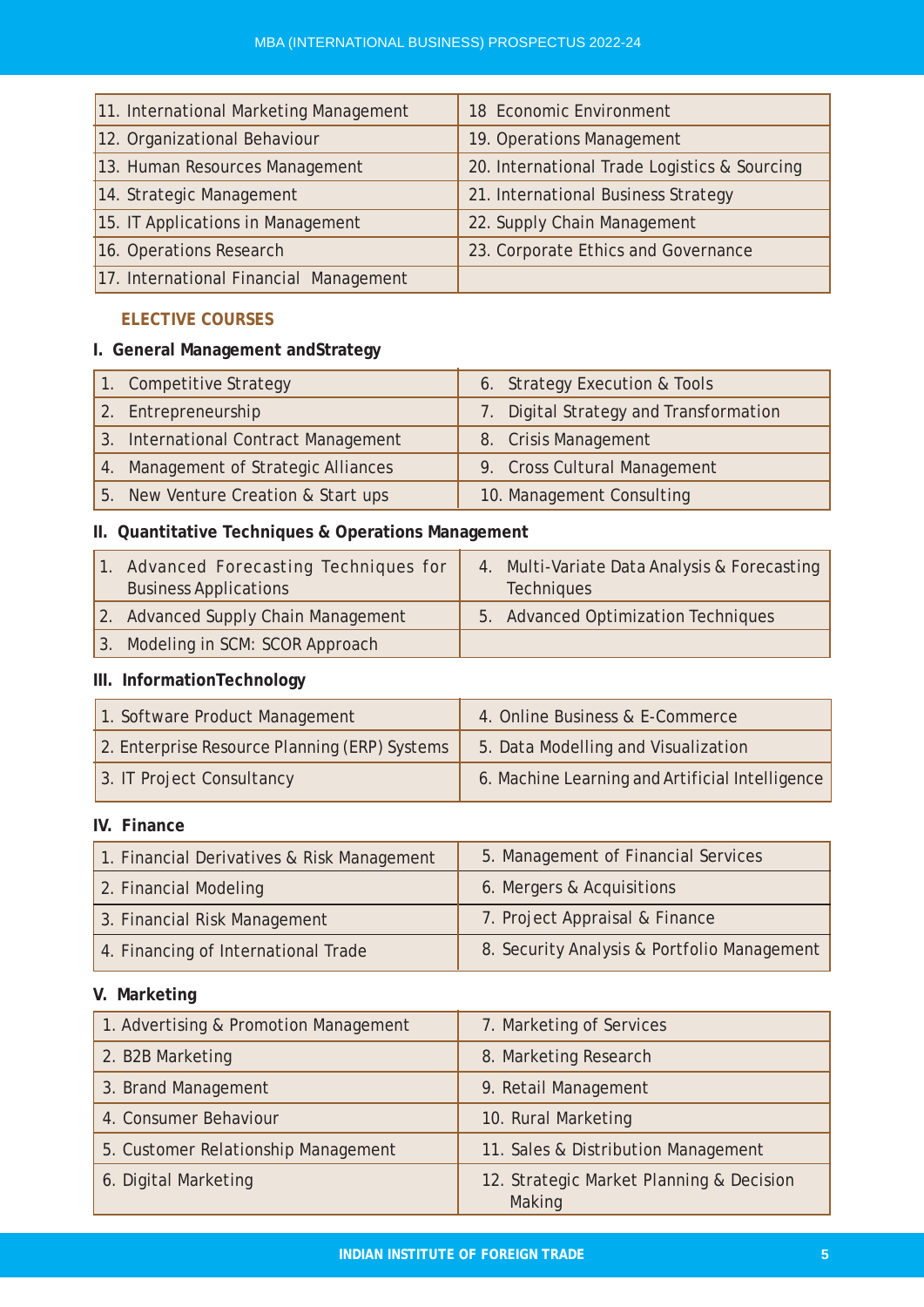| 11. International Marketing Management | 18 Economic Environment |
|---|---|
| 12. Organizational Behaviour | 19. Operations Management |
| 13. Human Resources Management | 20. International Trade Logistics & Sourcing |
| 14. Strategic Management | 21. International Business Strategy |
| 15. IT Applications in Management | 22. Supply Chain Management |
| 16. Operations Research | 23. Corporate Ethics and Governance |
| 17. International Financial Management | |

## ELECTIVE COURSES

### I. General Management andStrategy

| 1. Competitive Strategy | 6. Strategy Execution & Tools |
|---|---|
| 2. Entrepreneurship | 7. Digital Strategy and Transformation |
| 3. International Contract Management | 8. Crisis Management |
| 4. Management of Strategic Alliances | 9. Cross Cultural Management |
| 5. New Venture Creation & Start ups | 10. Management Consulting |

### II. Quantitative Techniques & Operations Management

| 1. Advanced Forecasting Techniques for Business Applications | 4. Multi-Variate Data Analysis & Forecasting Techniques |
|---|---|
| 2. Advanced Supply Chain Management | 5. Advanced Optimization Techniques |
| 3. Modeling in SCM: SCOR Approach | |

### III. InformationTechnology

| 1. Software Product Management | 4. Online Business & E-Commerce |
|---|---|
| 2. Enterprise Resource Planning (ERP) Systems | 5. Data Modelling and Visualization |
| 3. IT Project Consultancy | 6. Machine Learning and Artificial Intelligence |

### IV. Finance

| 1. Financial Derivatives & Risk Management | 5. Management of Financial Services |
|---|---|
| 2. Financial Modeling | 6. Mergers & Acquisitions |
| 3. Financial Risk Management | 7. Project Appraisal & Finance |
| 4. Financing of International Trade | 8. Security Analysis & Portfolio Management |

### V. Marketing

| 1. Advertising & Promotion Management | 7. Marketing of Services |
|---|---|
| 2. B2B Marketing | 8. Marketing Research |
| 3. Brand Management | 9. Retail Management |
| 4. Consumer Behaviour | 10. Rural Marketing |
| 5. Customer Relationship Management | 11. Sales & Distribution Management |
| 6. Digital Marketing | 12. Strategic Market Planning & Decision Making |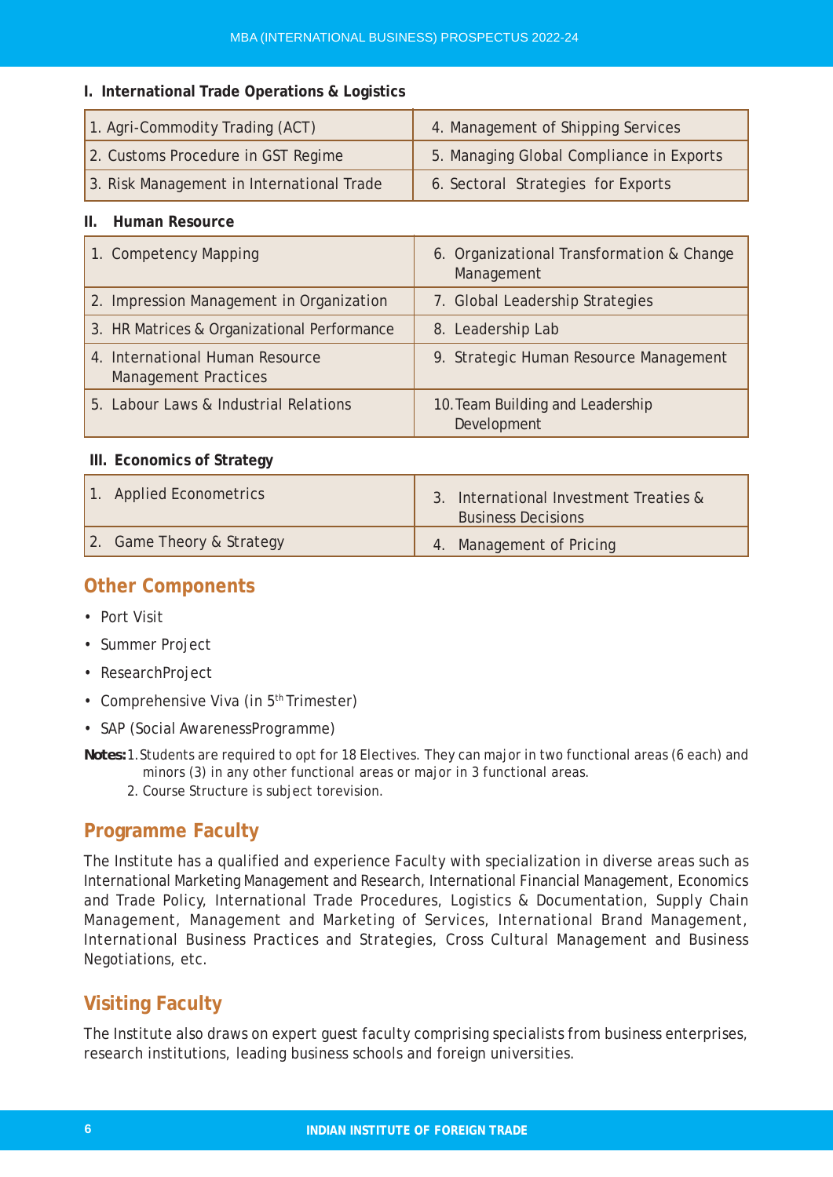**I. International Trade Operations & Logistics**

| | |
|---|---|
| 1. Agri-Commodity Trading (ACT) | 4. Management of Shipping Services |
| 2. Customs Procedure in GST Regime | 5. Managing Global Compliance in Exports |
| 3. Risk Management in International Trade | 6. Sectoral Strategies for Exports |

**II. Human Resource**

| | |
|---|---|
| 1. Competency Mapping | 6. Organizational Transformation & Change Management |
| 2. Impression Management in Organization | 7. Global Leadership Strategies |
| 3. HR Matrices & Organizational Performance | 8. Leadership Lab |
| 4. International Human Resource Management Practices | 9. Strategic Human Resource Management |
| 5. Labour Laws & Industrial Relations | 10. Team Building and Leadership Development |

**III. Economics of Strategy**

| | |
|---|---|
| 1. Applied Econometrics | 3. International Investment Treaties & Business Decisions |
| 2. Game Theory & Strategy | 4. Management of Pricing |

## Other Components

- Port Visit
- Summer Project
- ResearchProject
- Comprehensive Viva (in 5th Trimester)
- SAP (Social AwarenessProgramme)

**Notes:** 1. Students are required to opt for 18 Electives. They can major in two functional areas (6 each) and minors (3) in any other functional areas or major in 3 functional areas.

2. Course Structure is subject torevision.

## Programme Faculty

The Institute has a qualified and experience Faculty with specialization in diverse areas such as International Marketing Management and Research, International Financial Management, Economics and Trade Policy, International Trade Procedures, Logistics & Documentation, Supply Chain Management, Management and Marketing of Services, International Brand Management, International Business Practices and Strategies, Cross Cultural Management and Business Negotiations, etc.

## Visiting Faculty

The Institute also draws on expert guest faculty comprising specialists from business enterprises, research institutions, leading business schools and foreign universities.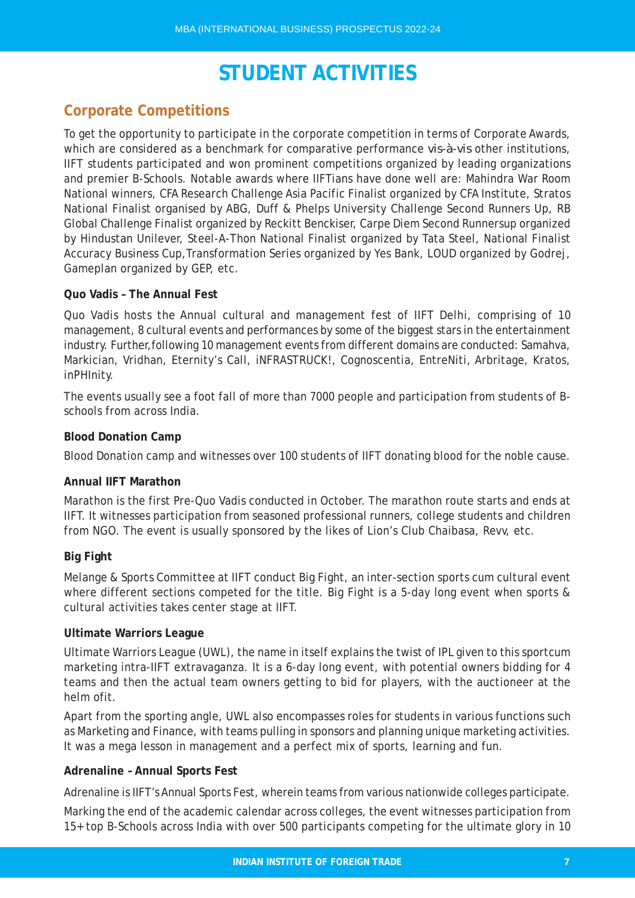# STUDENT ACTIVITIES

## Corporate Competitions

To get the opportunity to participate in the corporate competition in terms of Corporate Awards, which are considered as a benchmark for comparative performance vis-à-vis other institutions, IIFT students participated and won prominent competitions organized by leading organizations and premier B-Schools. Notable awards where IIFTians have done well are: Mahindra War Room National winners, CFA Research Challenge Asia Pacific Finalist organized by CFA Institute, Stratos National Finalist organised by ABG, Duff & Phelps University Challenge Second Runners Up, RB Global Challenge Finalist organized by Reckitt Benckiser, Carpe Diem Second Runnersup organized by Hindustan Unilever, Steel-A-Thon National Finalist organized by Tata Steel, National Finalist Accuracy Business Cup,Transformation Series organized by Yes Bank, LOUD organized by Godrej, Gameplan organized by GEP, etc.

**Quo Vadis – The Annual Fest**

Quo Vadis hosts the Annual cultural and management fest of IIFT Delhi, comprising of 10 management, 8 cultural events and performances by some of the biggest stars in the entertainment industry. Further,following 10 management events from different domains are conducted: Samahva, Markician, Vridhan, Eternity's Call, iNFRASTRUCK!, Cognoscentia, EntreNiti, Arbritage, Kratos, inPHInity.

The events usually see a foot fall of more than 7000 people and participation from students of B-schools from across India.

**Blood Donation Camp**

Blood Donation camp and witnesses over 100 students of IIFT donating blood for the noble cause.

**Annual IIFT Marathon**

Marathon is the first Pre-Quo Vadis conducted in October. The marathon route starts and ends at IIFT. It witnesses participation from seasoned professional runners, college students and children from NGO. The event is usually sponsored by the likes of Lion's Club Chaibasa, Revv, etc.

**Big Fight**

Melange & Sports Committee at IIFT conduct Big Fight, an inter-section sports cum cultural event where different sections competed for the title. Big Fight is a 5-day long event when sports & cultural activities takes center stage at IIFT.

**Ultimate Warriors League**

Ultimate Warriors League (UWL), the name in itself explains the twist of IPL given to this sportcum marketing intra-IIFT extravaganza. It is a 6-day long event, with potential owners bidding for 4 teams and then the actual team owners getting to bid for players, with the auctioneer at the helm ofit.

Apart from the sporting angle, UWL also encompasses roles for students in various functions such as Marketing and Finance, with teams pulling in sponsors and planning unique marketing activities. It was a mega lesson in management and a perfect mix of sports, learning and fun.

**Adrenaline – Annual Sports Fest**

Adrenaline is IIFT's Annual Sports Fest, wherein teams from various nationwide colleges participate.

Marking the end of the academic calendar across colleges, the event witnesses participation from 15+ top B-Schools across India with over 500 participants competing for the ultimate glory in 10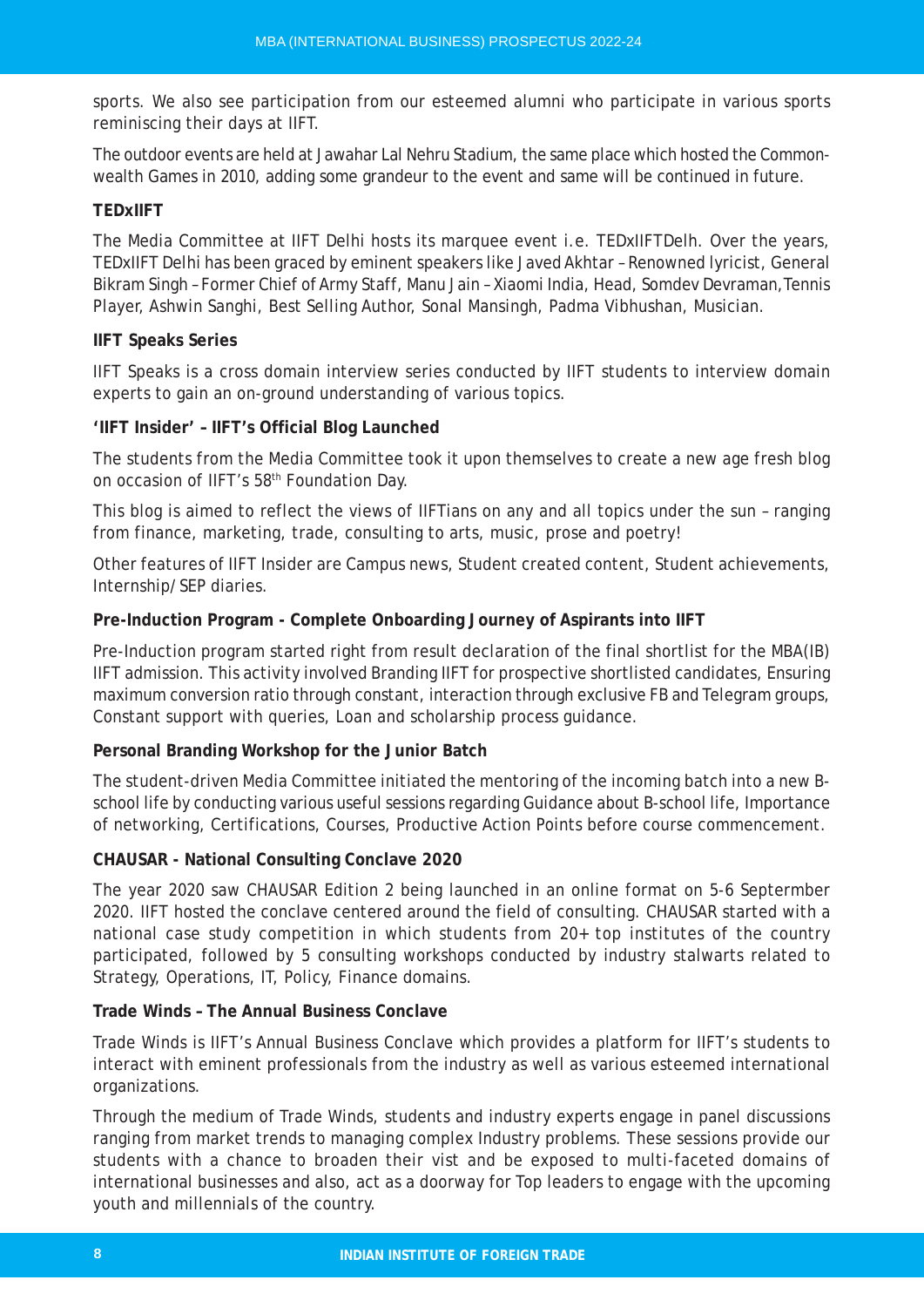sports. We also see participation from our esteemed alumni who participate in various sports reminiscing their days at IIFT.

The outdoor events are held at Jawahar Lal Nehru Stadium, the same place which hosted the Common-wealth Games in 2010, adding some grandeur to the event and same will be continued in future.

**TEDxIIFT**

The Media Committee at IIFT Delhi hosts its marquee event i.e. TEDxIIFTDelh. Over the years, TEDxIIFT Delhi has been graced by eminent speakers like Javed Akhtar – Renowned lyricist, General Bikram Singh – Former Chief of Army Staff, Manu Jain – Xiaomi India, Head, Somdev Devraman, Tennis Player, Ashwin Sanghi, Best Selling Author, Sonal Mansingh, Padma Vibhushan, Musician.

**IIFT Speaks Series**

IIFT Speaks is a cross domain interview series conducted by IIFT students to interview domain experts to gain an on-ground understanding of various topics.

**'IIFT Insider' – IIFT's Official Blog Launched**

The students from the Media Committee took it upon themselves to create a new age fresh blog on occasion of IIFT's 58th Foundation Day.

This blog is aimed to reflect the views of IIFTians on any and all topics under the sun – ranging from finance, marketing, trade, consulting to arts, music, prose and poetry!

Other features of IIFT Insider are Campus news, Student created content, Student achievements, Internship/ SEP diaries.

**Pre-Induction Program - Complete Onboarding Journey of Aspirants into IIFT**

Pre-Induction program started right from result declaration of the final shortlist for the MBA(IB) IIFT admission. This activity involved Branding IIFT for prospective shortlisted candidates, Ensuring maximum conversion ratio through constant, interaction through exclusive FB and Telegram groups, Constant support with queries, Loan and scholarship process guidance.

**Personal Branding Workshop for the Junior Batch**

The student-driven Media Committee initiated the mentoring of the incoming batch into a new B-school life by conducting various useful sessions regarding Guidance about B-school life, Importance of networking, Certifications, Courses, Productive Action Points before course commencement.

**CHAUSAR - National Consulting Conclave 2020**

The year 2020 saw CHAUSAR Edition 2 being launched in an online format on 5-6 Septermber 2020. IIFT hosted the conclave centered around the field of consulting. CHAUSAR started with a national case study competition in which students from 20+ top institutes of the country participated, followed by 5 consulting workshops conducted by industry stalwarts related to Strategy, Operations, IT, Policy, Finance domains.

**Trade Winds – The Annual Business Conclave**

Trade Winds is IIFT's Annual Business Conclave which provides a platform for IIFT's students to interact with eminent professionals from the industry as well as various esteemed international organizations.

Through the medium of Trade Winds, students and industry experts engage in panel discussions ranging from market trends to managing complex Industry problems. These sessions provide our students with a chance to broaden their vist and be exposed to multi-faceted domains of international businesses and also, act as a doorway for Top leaders to engage with the upcoming youth and millennials of the country.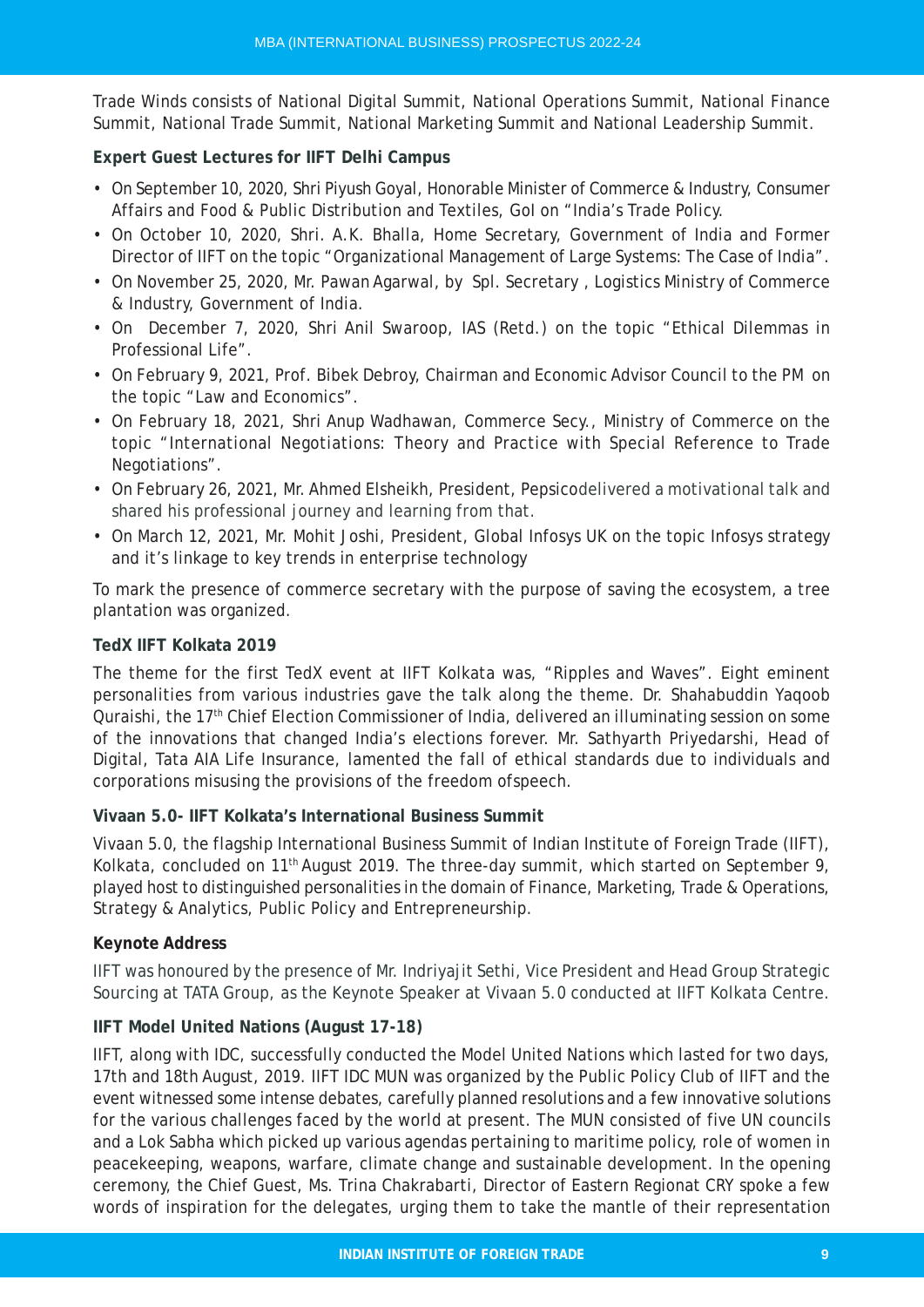Trade Winds consists of National Digital Summit, National Operations Summit, National Finance Summit, National Trade Summit, National Marketing Summit and National Leadership Summit.

**Expert Guest Lectures for IIFT Delhi Campus**

- On September 10, 2020, Shri Piyush Goyal, Honorable Minister of Commerce & Industry, Consumer Affairs and Food & Public Distribution and Textiles, GoI on "India's Trade Policy.
- On October 10, 2020, Shri. A.K. Bhalla, Home Secretary, Government of India and Former Director of IIFT on the topic "Organizational Management of Large Systems: The Case of India".
- On November 25, 2020, Mr. Pawan Agarwal, by Spl. Secretary , Logistics Ministry of Commerce & Industry, Government of India.
- On December 7, 2020, Shri Anil Swaroop, IAS (Retd.) on the topic "Ethical Dilemmas in Professional Life".
- On February 9, 2021, Prof. Bibek Debroy, Chairman and Economic Advisor Council to the PM on the topic "Law and Economics".
- On February 18, 2021, Shri Anup Wadhawan, Commerce Secy., Ministry of Commerce on the topic "International Negotiations: Theory and Practice with Special Reference to Trade Negotiations".
- On February 26, 2021, Mr. Ahmed Elsheikh, President, Pepsicodelivered a motivational talk and shared his professional journey and learning from that.
- On March 12, 2021, Mr. Mohit Joshi, President, Global Infosys UK on the topic Infosys strategy and it's linkage to key trends in enterprise technology

To mark the presence of commerce secretary with the purpose of saving the ecosystem, a tree plantation was organized.

**TedX IIFT Kolkata 2019**

The theme for the first TedX event at IIFT Kolkata was, "Ripples and Waves". Eight eminent personalities from various industries gave the talk along the theme. Dr. Shahabuddin Yaqoob Quraishi, the 17th Chief Election Commissioner of India, delivered an illuminating session on some of the innovations that changed India's elections forever. Mr. Sathyarth Priyedarshi, Head of Digital, Tata AIA Life Insurance, lamented the fall of ethical standards due to individuals and corporations misusing the provisions of the freedom ofspeech.

**Vivaan 5.0- IIFT Kolkata's International Business Summit**

Vivaan 5.0, the flagship International Business Summit of Indian Institute of Foreign Trade (IIFT), Kolkata, concluded on 11th August 2019. The three-day summit, which started on September 9, played host to distinguished personalities in the domain of Finance, Marketing, Trade & Operations, Strategy & Analytics, Public Policy and Entrepreneurship.

**Keynote Address**

IIFT was honoured by the presence of Mr. Indriyajit Sethi, Vice President and Head Group Strategic Sourcing at TATA Group, as the Keynote Speaker at Vivaan 5.0 conducted at IIFT Kolkata Centre.

**IIFT Model United Nations (August 17-18)**

IIFT, along with IDC, successfully conducted the Model United Nations which lasted for two days, 17th and 18th August, 2019. IIFT IDC MUN was organized by the Public Policy Club of IIFT and the event witnessed some intense debates, carefully planned resolutions and a few innovative solutions for the various challenges faced by the world at present. The MUN consisted of five UN councils and a Lok Sabha which picked up various agendas pertaining to maritime policy, role of women in peacekeeping, weapons, warfare, climate change and sustainable development. In the opening ceremony, the Chief Guest, Ms. Trina Chakrabarti, Director of Eastern Regionat CRY spoke a few words of inspiration for the delegates, urging them to take the mantle of their representation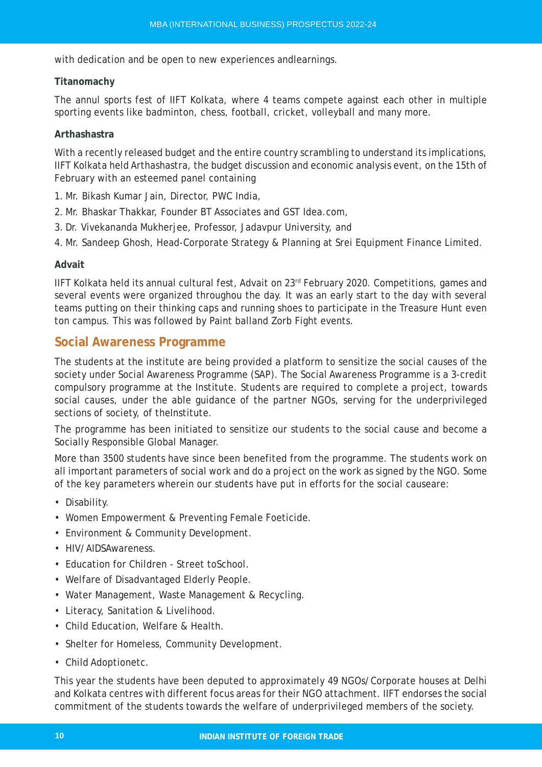with dedication and be open to new experiences andlearnings.

**Titanomachy**

The annul sports fest of IIFT Kolkata, where 4 teams compete against each other in multiple sporting events like badminton, chess, football, cricket, volleyball and many more.

**Arthashastra**

With a recently released budget and the entire country scrambling to understand its implications, IIFT Kolkata held Arthashastra, the budget discussion and economic analysis event, on the 15th of February with an esteemed panel containing

1. Mr. Bikash Kumar Jain, Director, PWC India,
2. Mr. Bhaskar Thakkar, Founder BT Associates and GST Idea.com,
3. Dr. Vivekananda Mukherjee, Professor, Jadavpur University, and
4. Mr. Sandeep Ghosh, Head-Corporate Strategy & Planning at Srei Equipment Finance Limited.

**Advait**

IIFT Kolkata held its annual cultural fest, Advait on 23rd February 2020. Competitions, games and several events were organized throughou the day. It was an early start to the day with several teams putting on their thinking caps and running shoes to participate in the Treasure Hunt even ton campus. This was followed by Paint balland Zorb Fight events.

## Social Awareness Programme

The students at the institute are being provided a platform to sensitize the social causes of the society under Social Awareness Programme (SAP). The Social Awareness Programme is a 3-credit compulsory programme at the Institute. Students are required to complete a project, towards social causes, under the able guidance of the partner NGOs, serving for the underprivileged sections of society, of theInstitute.

The programme has been initiated to sensitize our students to the social cause and become a Socially Responsible Global Manager.

More than 3500 students have since been benefited from the programme. The students work on all important parameters of social work and do a project on the work as signed by the NGO. Some of the key parameters wherein our students have put in efforts for the social causeare:

- Disability.
- Women Empowerment & Preventing Female Foeticide.
- Environment & Community Development.
- HIV/AIDSAwareness.
- Education for Children - Street toSchool.
- Welfare of Disadvantaged Elderly People.
- Water Management, Waste Management & Recycling.
- Literacy, Sanitation & Livelihood.
- Child Education, Welfare & Health.
- Shelter for Homeless, Community Development.
- Child Adoptionetc.

This year the students have been deputed to approximately 49 NGOs/Corporate houses at Delhi and Kolkata centres with different focus areas for their NGO attachment. IIFT endorses the social commitment of the students towards the welfare of underprivileged members of the society.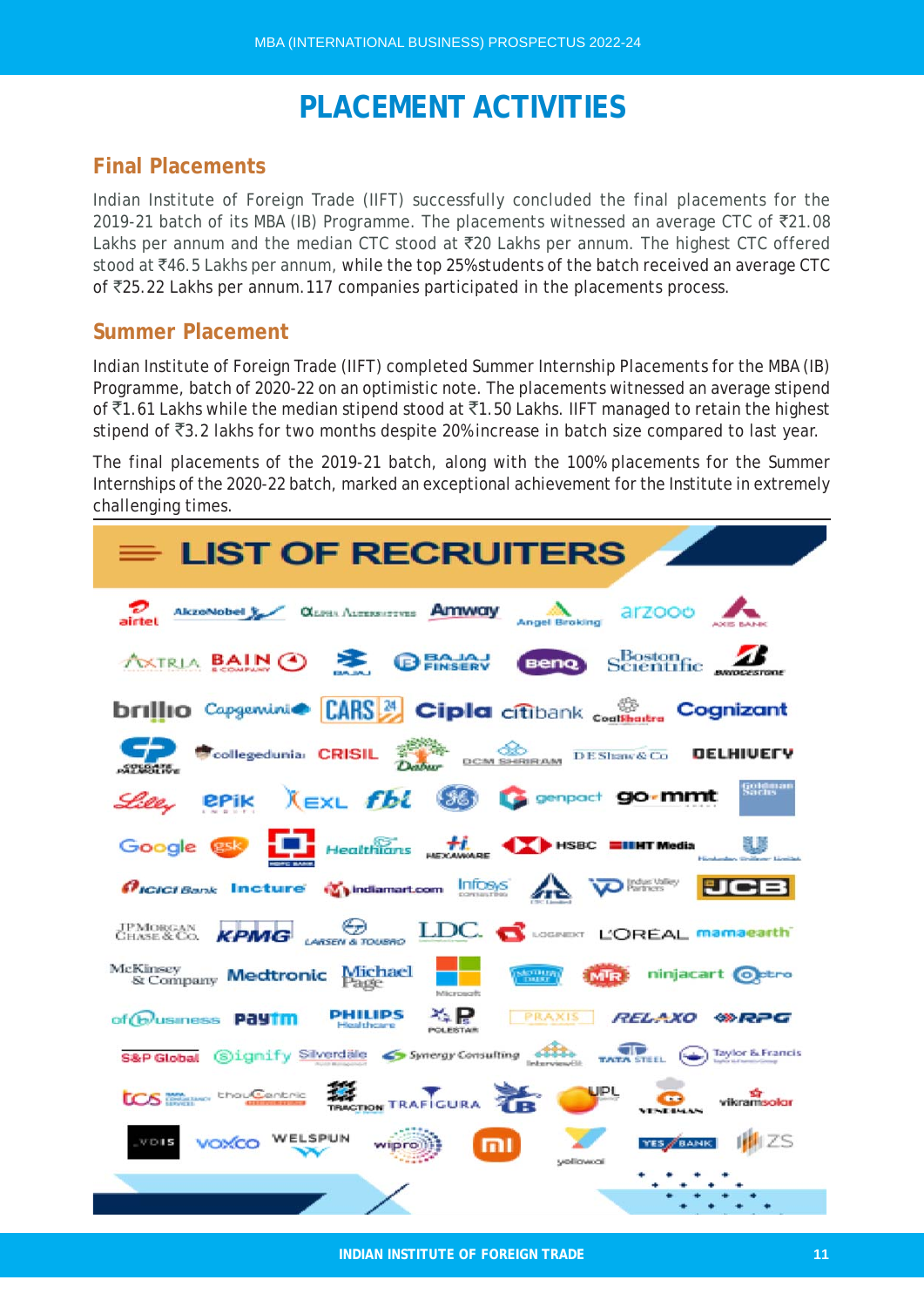# PLACEMENT ACTIVITIES

## Final Placements

Indian Institute of Foreign Trade (IIFT) successfully concluded the final placements for the 2019-21 batch of its MBA (IB) Programme. The placements witnessed an average CTC of ₹21.08 Lakhs per annum and the median CTC stood at ₹20 Lakhs per annum. The highest CTC offered stood at ₹46.5 Lakhs per annum, while the top 25%students of the batch received an average CTC of ₹25.22 Lakhs per annum.117 companies participated in the placements process.

## Summer Placement

Indian Institute of Foreign Trade (IIFT) completed Summer Internship Placements for the MBA (IB) Programme, batch of 2020-22 on an optimistic note. The placements witnessed an average stipend of ₹1.61 Lakhs while the median stipend stood at ₹1.50 Lakhs. IIFT managed to retain the highest stipend of ₹3.2 lakhs for two months despite 20%increase in batch size compared to last year.

The final placements of the 2019-21 batch, along with the 100% placements for the Summer Internships of the 2020-22 batch, marked an exceptional achievement for the Institute in extremely challenging times.

## LIST OF RECRUITERS

airtel, AkzoNobel, Alpha Alternatives, Amway, Angel Broking, arzooo, Axis Bank

Axtria, Bain & Company, Bajaj, Bajaj Finserv, BenQ, Boston Scientific, Bridgestone

brillio, Capgemini, CARS24, Cipla, citibank, Coalshastra, Cognizant

Colgate Palmolive, collegedunia, CRISIL, Dabur, DCM Shriram, D E Shaw & Co, DELHIVERY

Lilly, ePik, EXL, fbl, GE, genpact, go-mmt, Goldman Sachs

Google, gsk, HDFC Bank, Healthians, Hexaware, HSBC, HT Media, Hindustan Unilever Limited

ICICI Bank, Incture, indiamart.com, Infosys, ITC Limited, Indus Valley Partners, JCB

JPMorgan Chase & Co., KPMG, Larsen & Toubro, LDC, Lognext, L'OREAL, mamaearth

McKinsey & Company, Medtronic, Michael Page, Microsoft, Mother Dairy, MRF, ninjacart, Optro

ofbusiness, Paytm, Philips Healthcare, Polestar, Praxis, RELAXO, RPG

S&P Global, Signify, Silverdale, Synergy Consulting, InterviewBit, Tata Steel, Taylor & Francis

TCS, thoucentric, Traction, Trafigura, UB, UPL, Venerasan, vikramsolar

VOIS, voxco, Welspun, wipro, mi, yellow.ai, Yes Bank, ZS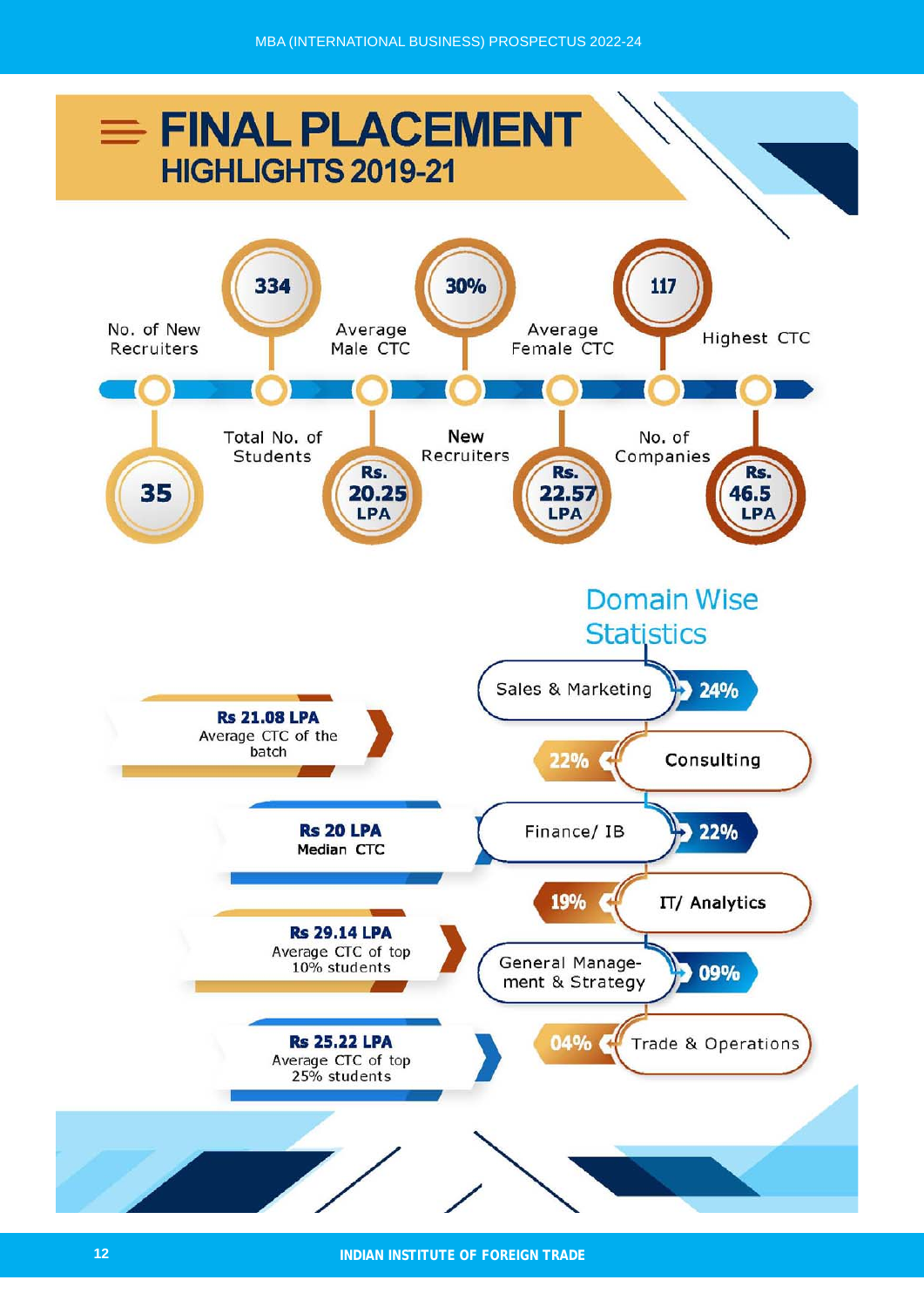# FINAL PLACEMENT HIGHLIGHTS 2019-21

| Metric | Value |
| --- | --- |
| Total No. of Students | 35 |
| No. of New Recruiters | 334 |
| Average Male CTC | Rs. 20.25 LPA |
| New Recruiters | 30% |
| Average Female CTC | Rs. 22.57 LPA |
| No. of Companies | 117 |
| Highest CTC | Rs. 46.5 LPA |

**Rs 21.08 LPA**
Average CTC of the batch

**Rs 20 LPA**
Median CTC

**Rs 29.14 LPA**
Average CTC of top 10% students

**Rs 25.22 LPA**
Average CTC of top 25% students

## Domain Wise Statistics

| Domain | Share |
| --- | --- |
| Sales & Marketing | 24% |
| Consulting | 22% |
| Finance/ IB | 22% |
| IT/ Analytics | 19% |
| General Management & Strategy | 09% |
| Trade & Operations | 04% |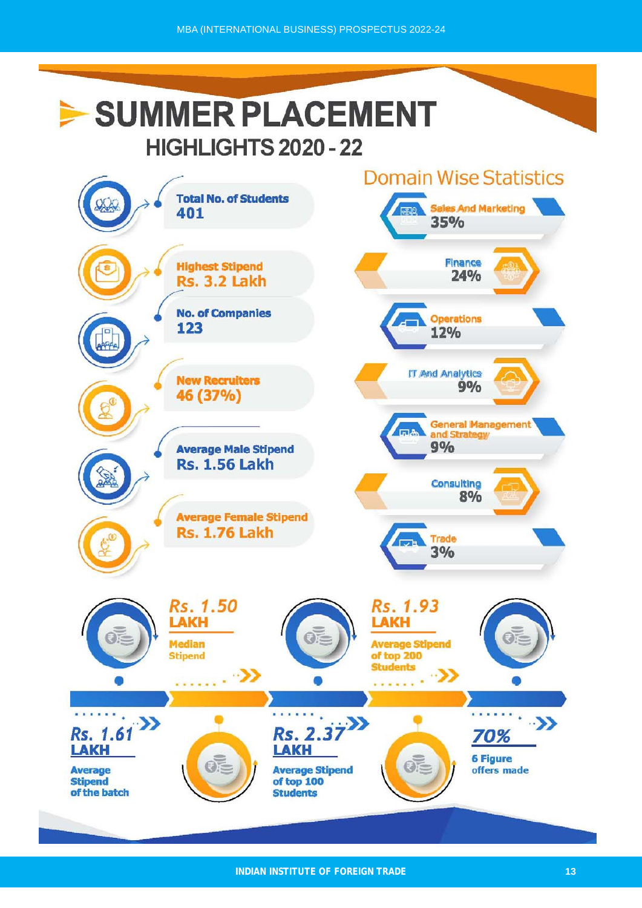# SUMMER PLACEMENT

## HIGHLIGHTS 2020 - 22

**Total No. of Students**
401

**Highest Stipend**
Rs. 3.2 Lakh

**No. of Companies**
123

**New Recruiters**
46 (37%)

**Average Male Stipend**
Rs. 1.56 Lakh

**Average Female Stipend**
Rs. 1.76 Lakh

## Domain Wise Statistics

| Domain | Percentage |
|---|---|
| Sales And Marketing | 35% |
| Finance | 24% |
| Operations | 12% |
| IT And Analytics | 9% |
| General Management and Strategy | 9% |
| Consulting | 8% |
| Trade | 3% |

**Rs. 1.61 LAKH**
Average Stipend of the batch

**Rs. 1.50 LAKH**
Median Stipend

**Rs. 2.37 LAKH**
Average Stipend of top 100 Students

**Rs. 1.93 LAKH**
Average Stipend of top 200 Students

**70%**
6 Figure offers made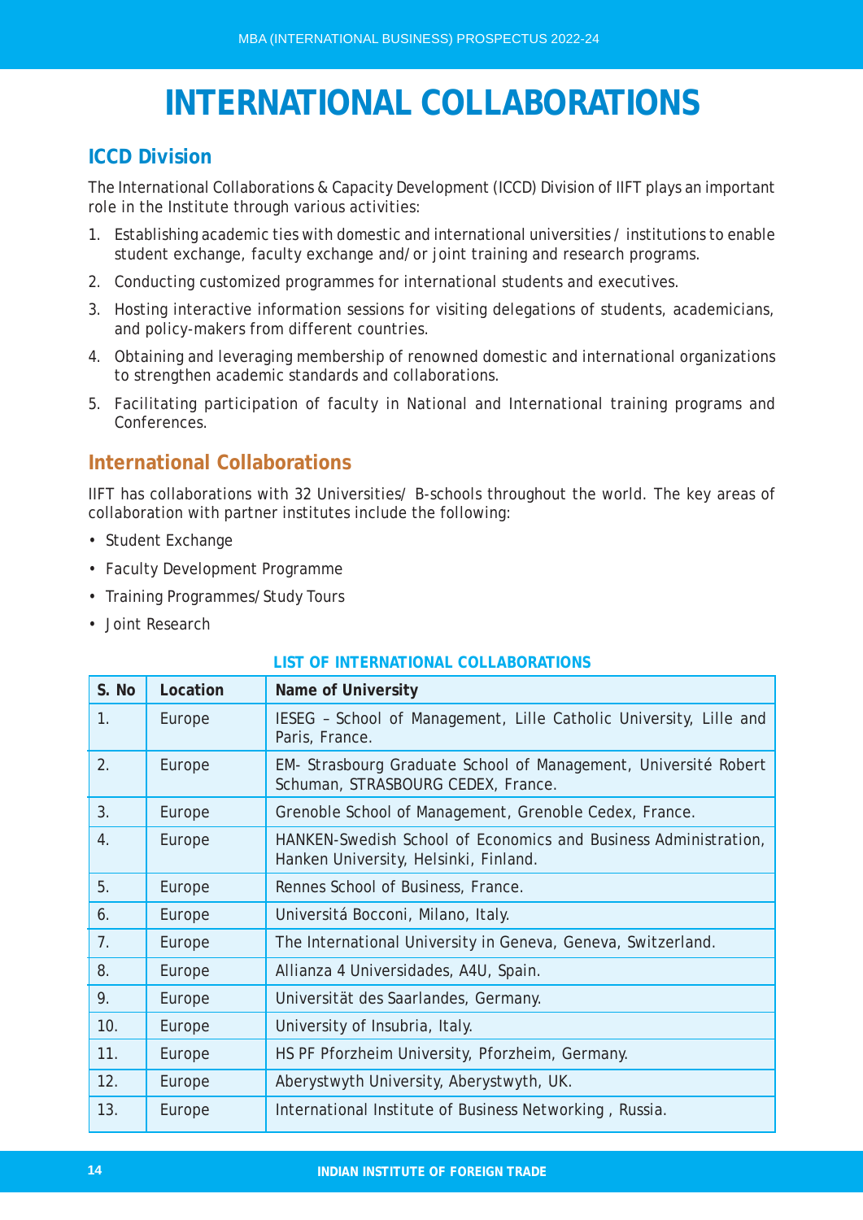# INTERNATIONAL COLLABORATIONS

## ICCD Division

The International Collaborations & Capacity Development (ICCD) Division of IIFT plays an important role in the Institute through various activities:

1. Establishing academic ties with domestic and international universities / institutions to enable student exchange, faculty exchange and/or joint training and research programs.
2. Conducting customized programmes for international students and executives.
3. Hosting interactive information sessions for visiting delegations of students, academicians, and policy-makers from different countries.
4. Obtaining and leveraging membership of renowned domestic and international organizations to strengthen academic standards and collaborations.
5. Facilitating participation of faculty in National and International training programs and Conferences.

## International Collaborations

IIFT has collaborations with 32 Universities/ B-schools throughout the world. The key areas of collaboration with partner institutes include the following:

- Student Exchange
- Faculty Development Programme
- Training Programmes/ Study Tours
- Joint Research

**LIST OF INTERNATIONAL COLLABORATIONS**

| S. No | Location | Name of University |
|---|---|---|
| 1. | Europe | IESEG – School of Management, Lille Catholic University, Lille and Paris, France. |
| 2. | Europe | EM- Strasbourg Graduate School of Management, Université Robert Schuman, STRASBOURG CEDEX, France. |
| 3. | Europe | Grenoble School of Management, Grenoble Cedex, France. |
| 4. | Europe | HANKEN-Swedish School of Economics and Business Administration, Hanken University, Helsinki, Finland. |
| 5. | Europe | Rennes School of Business, France. |
| 6. | Europe | Universitá Bocconi, Milano, Italy. |
| 7. | Europe | The International University in Geneva, Geneva, Switzerland. |
| 8. | Europe | Allianza 4 Universidades, A4U, Spain. |
| 9. | Europe | Universität des Saarlandes, Germany. |
| 10. | Europe | University of Insubria, Italy. |
| 11. | Europe | HS PF Pforzheim University, Pforzheim, Germany. |
| 12. | Europe | Aberystwyth University, Aberystwyth, UK. |
| 13. | Europe | International Institute of Business Networking , Russia. |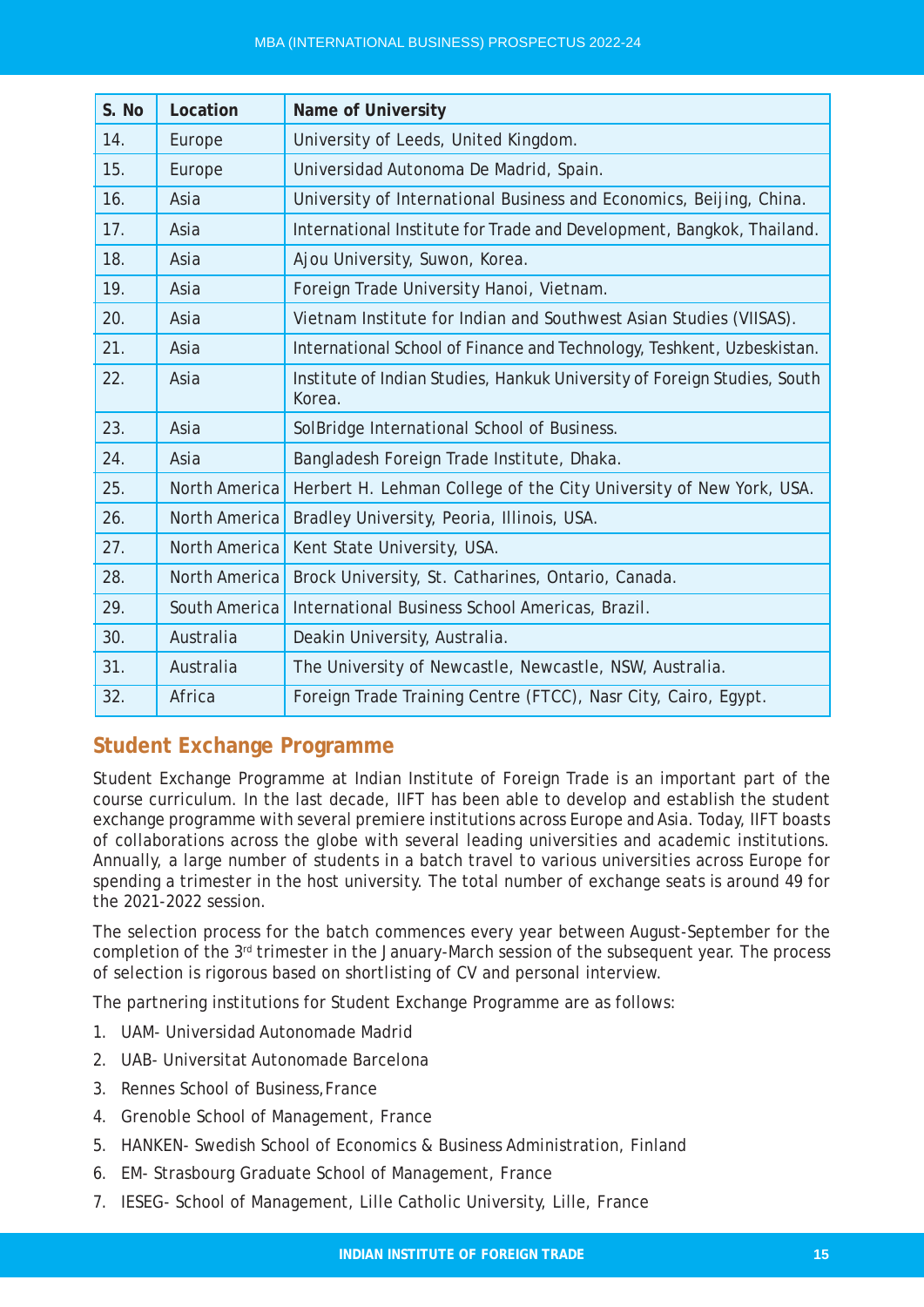| S. No | Location | Name of University |
|---|---|---|
| 14. | Europe | University of Leeds, United Kingdom. |
| 15. | Europe | Universidad Autonoma De Madrid, Spain. |
| 16. | Asia | University of International Business and Economics, Beijing, China. |
| 17. | Asia | International Institute for Trade and Development, Bangkok, Thailand. |
| 18. | Asia | Ajou University, Suwon, Korea. |
| 19. | Asia | Foreign Trade University Hanoi, Vietnam. |
| 20. | Asia | Vietnam Institute for Indian and Southwest Asian Studies (VIISAS). |
| 21. | Asia | International School of Finance and Technology, Teshkent, Uzbeskistan. |
| 22. | Asia | Institute of Indian Studies, Hankuk University of Foreign Studies, South Korea. |
| 23. | Asia | SolBridge International School of Business. |
| 24. | Asia | Bangladesh Foreign Trade Institute, Dhaka. |
| 25. | North America | Herbert H. Lehman College of the City University of New York, USA. |
| 26. | North America | Bradley University, Peoria, Illinois, USA. |
| 27. | North America | Kent State University, USA. |
| 28. | North America | Brock University, St. Catharines, Ontario, Canada. |
| 29. | South America | International Business School Americas, Brazil. |
| 30. | Australia | Deakin University, Australia. |
| 31. | Australia | The University of Newcastle, Newcastle, NSW, Australia. |
| 32. | Africa | Foreign Trade Training Centre (FTCC), Nasr City, Cairo, Egypt. |

## Student Exchange Programme

Student Exchange Programme at Indian Institute of Foreign Trade is an important part of the course curriculum. In the last decade, IIFT has been able to develop and establish the student exchange programme with several premiere institutions across Europe and Asia. Today, IIFT boasts of collaborations across the globe with several leading universities and academic institutions. Annually, a large number of students in a batch travel to various universities across Europe for spending a trimester in the host university. The total number of exchange seats is around 49 for the 2021-2022 session.

The selection process for the batch commences every year between August-September for the completion of the 3rd trimester in the January-March session of the subsequent year. The process of selection is rigorous based on shortlisting of CV and personal interview.

The partnering institutions for Student Exchange Programme are as follows:

1. UAM- Universidad Autonomade Madrid
2. UAB- Universitat Autonomade Barcelona
3. Rennes School of Business, France
4. Grenoble School of Management, France
5. HANKEN- Swedish School of Economics & Business Administration, Finland
6. EM- Strasbourg Graduate School of Management, France
7. IESEG- School of Management, Lille Catholic University, Lille, France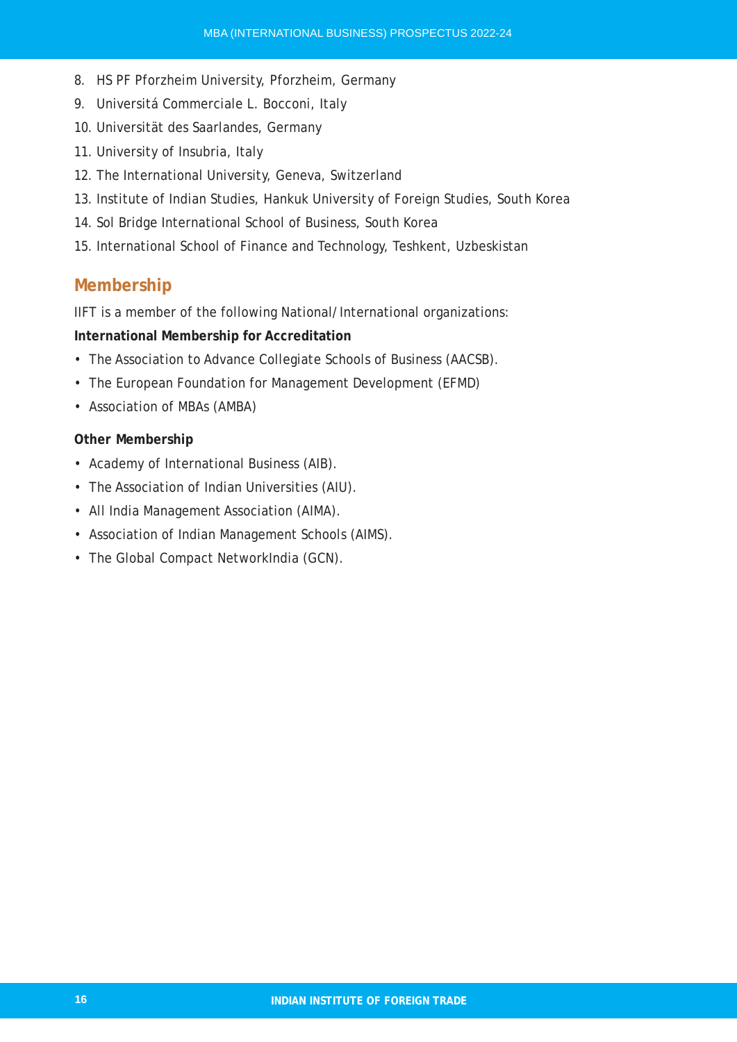8. HS PF Pforzheim University, Pforzheim, Germany
9. Universitá Commerciale L. Bocconi, Italy
10. Universität des Saarlandes, Germany
11. University of Insubria, Italy
12. The International University, Geneva, Switzerland
13. Institute of Indian Studies, Hankuk University of Foreign Studies, South Korea
14. Sol Bridge International School of Business, South Korea
15. International School of Finance and Technology, Teshkent, Uzbeskistan

## Membership

IIFT is a member of the following National/International organizations:

**International Membership for Accreditation**

- The Association to Advance Collegiate Schools of Business (AACSB).
- The European Foundation for Management Development (EFMD)
- Association of MBAs (AMBA)

**Other Membership**

- Academy of International Business (AIB).
- The Association of Indian Universities (AIU).
- All India Management Association (AIMA).
- Association of Indian Management Schools (AIMS).
- The Global Compact NetworkIndia (GCN).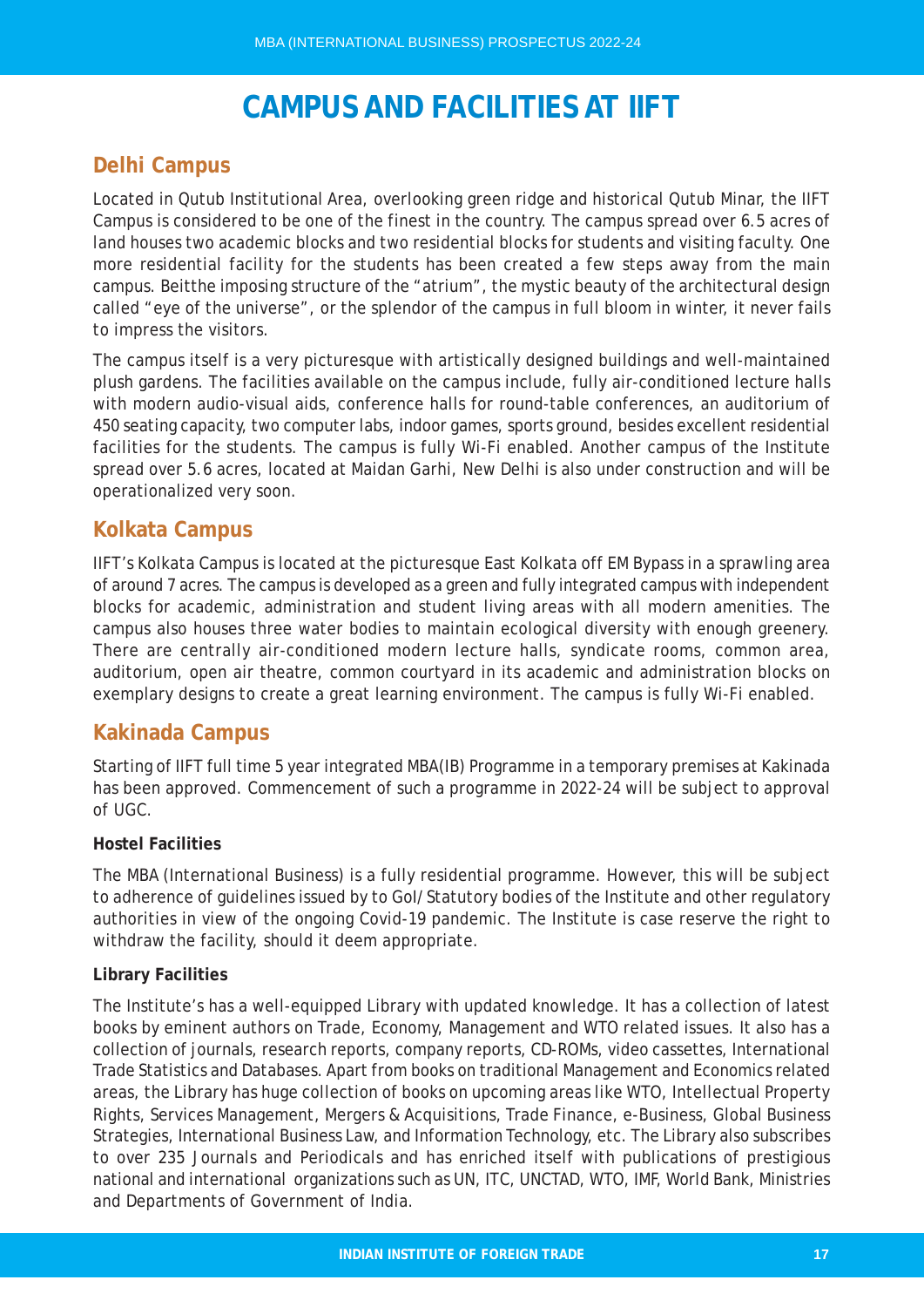# CAMPUS AND FACILITIES AT IIFT

## Delhi Campus

Located in Qutub Institutional Area, overlooking green ridge and historical Qutub Minar, the IIFT Campus is considered to be one of the finest in the country. The campus spread over 6.5 acres of land houses two academic blocks and two residential blocks for students and visiting faculty. One more residential facility for the students has been created a few steps away from the main campus. Beitthe imposing structure of the "atrium", the mystic beauty of the architectural design called "eye of the universe", or the splendor of the campus in full bloom in winter, it never fails to impress the visitors.

The campus itself is a very picturesque with artistically designed buildings and well-maintained plush gardens. The facilities available on the campus include, fully air-conditioned lecture halls with modern audio-visual aids, conference halls for round-table conferences, an auditorium of 450 seating capacity, two computer labs, indoor games, sports ground, besides excellent residential facilities for the students. The campus is fully Wi-Fi enabled. Another campus of the Institute spread over 5.6 acres, located at Maidan Garhi, New Delhi is also under construction and will be operationalized very soon.

## Kolkata Campus

IIFT's Kolkata Campus is located at the picturesque East Kolkata off EM Bypass in a sprawling area of around 7 acres. The campus is developed as a green and fully integrated campus with independent blocks for academic, administration and student living areas with all modern amenities. The campus also houses three water bodies to maintain ecological diversity with enough greenery. There are centrally air-conditioned modern lecture halls, syndicate rooms, common area, auditorium, open air theatre, common courtyard in its academic and administration blocks on exemplary designs to create a great learning environment. The campus is fully Wi-Fi enabled.

## Kakinada Campus

Starting of IIFT full time 5 year integrated MBA(IB) Programme in a temporary premises at Kakinada has been approved. Commencement of such a programme in 2022-24 will be subject to approval of UGC.

**Hostel Facilities**

The MBA (International Business) is a fully residential programme. However, this will be subject to adherence of guidelines issued by to GoI/Statutory bodies of the Institute and other regulatory authorities in view of the ongoing Covid-19 pandemic. The Institute is case reserve the right to withdraw the facility, should it deem appropriate.

**Library Facilities**

The Institute's has a well-equipped Library with updated knowledge. It has a collection of latest books by eminent authors on Trade, Economy, Management and WTO related issues. It also has a collection of journals, research reports, company reports, CD-ROMs, video cassettes, International Trade Statistics and Databases. Apart from books on traditional Management and Economics related areas, the Library has huge collection of books on upcoming areas like WTO, Intellectual Property Rights, Services Management, Mergers & Acquisitions, Trade Finance, e-Business, Global Business Strategies, International Business Law, and Information Technology, etc. The Library also subscribes to over 235 Journals and Periodicals and has enriched itself with publications of prestigious national and international organizations such as UN, ITC, UNCTAD, WTO, IMF, World Bank, Ministries and Departments of Government of India.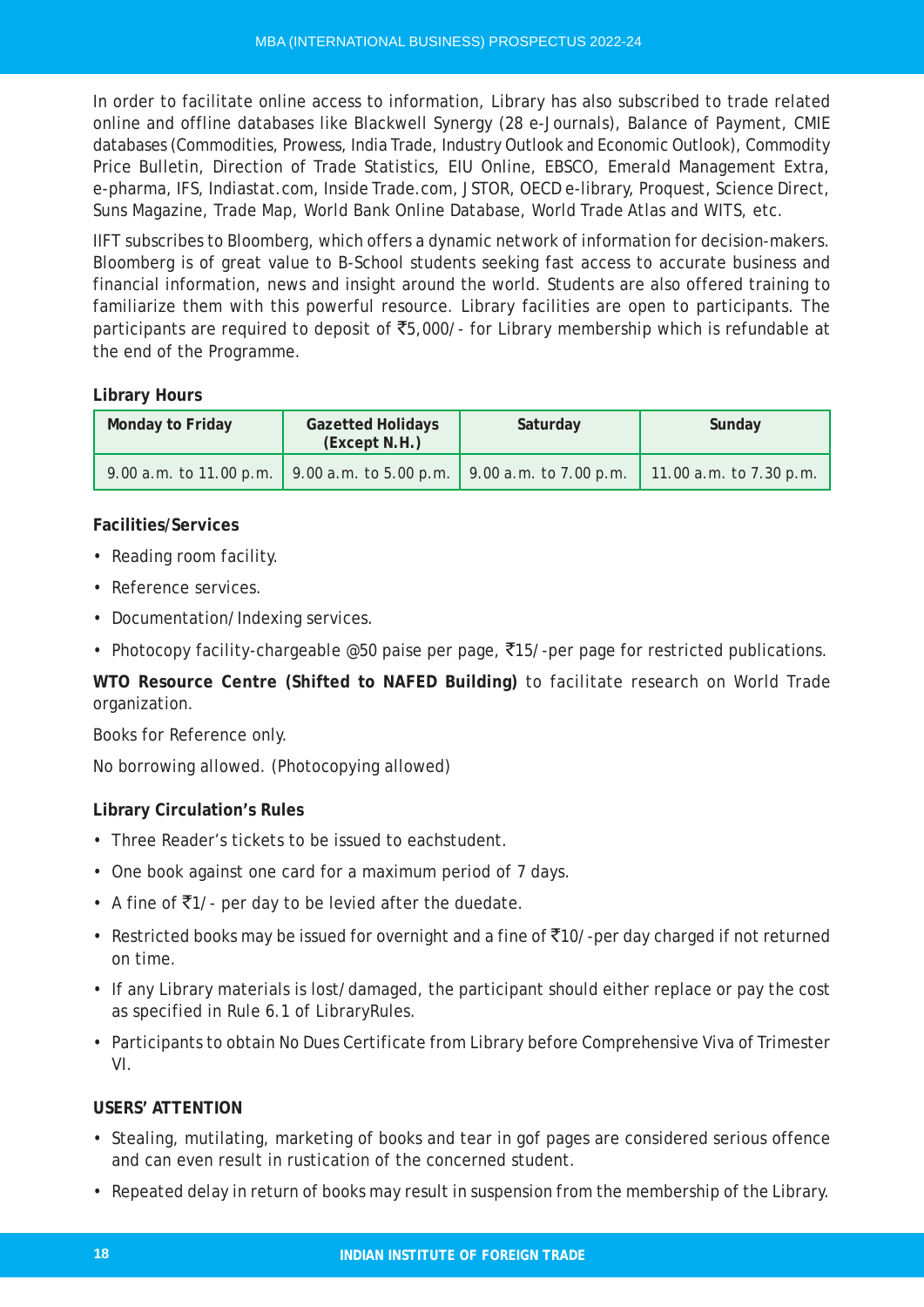In order to facilitate online access to information, Library has also subscribed to trade related online and offline databases like Blackwell Synergy (28 e-Journals), Balance of Payment, CMIE databases (Commodities, Prowess, India Trade, Industry Outlook and Economic Outlook), Commodity Price Bulletin, Direction of Trade Statistics, EIU Online, EBSCO, Emerald Management Extra, e-pharma, IFS, Indiastat.com, Inside Trade.com, JSTOR, OECD e-library, Proquest, Science Direct, Suns Magazine, Trade Map, World Bank Online Database, World Trade Atlas and WITS, etc.

IIFT subscribes to Bloomberg, which offers a dynamic network of information for decision-makers. Bloomberg is of great value to B-School students seeking fast access to accurate business and financial information, news and insight around the world. Students are also offered training to familiarize them with this powerful resource. Library facilities are open to participants. The participants are required to deposit of ₹5,000/- for Library membership which is refundable at the end of the Programme.

**Library Hours**

| Monday to Friday | Gazetted Holidays (Except N.H.) | Saturday | Sunday |
|---|---|---|---|
| 9.00 a.m. to 11.00 p.m. | 9.00 a.m. to 5.00 p.m. | 9.00 a.m. to 7.00 p.m. | 11.00 a.m. to 7.30 p.m. |

**Facilities/Services**

- Reading room facility.
- Reference services.
- Documentation/Indexing services.
- Photocopy facility-chargeable @50 paise per page, ₹15/-per page for restricted publications.

**WTO Resource Centre (Shifted to NAFED Building)** to facilitate research on World Trade organization.

Books for Reference only.

No borrowing allowed. (Photocopying allowed)

**Library Circulation's Rules**

- Three Reader's tickets to be issued to eachstudent.
- One book against one card for a maximum period of 7 days.
- A fine of ₹1/- per day to be levied after the duedate.
- Restricted books may be issued for overnight and a fine of ₹10/-per day charged if not returned on time.
- If any Library materials is lost/damaged, the participant should either replace or pay the cost as specified in Rule 6.1 of LibraryRules.
- Participants to obtain No Dues Certificate from Library before Comprehensive Viva of Trimester VI.

**USERS' ATTENTION**

- Stealing, mutilating, marketing of books and tear in gof pages are considered serious offence and can even result in rustication of the concerned student.
- Repeated delay in return of books may result in suspension from the membership of the Library.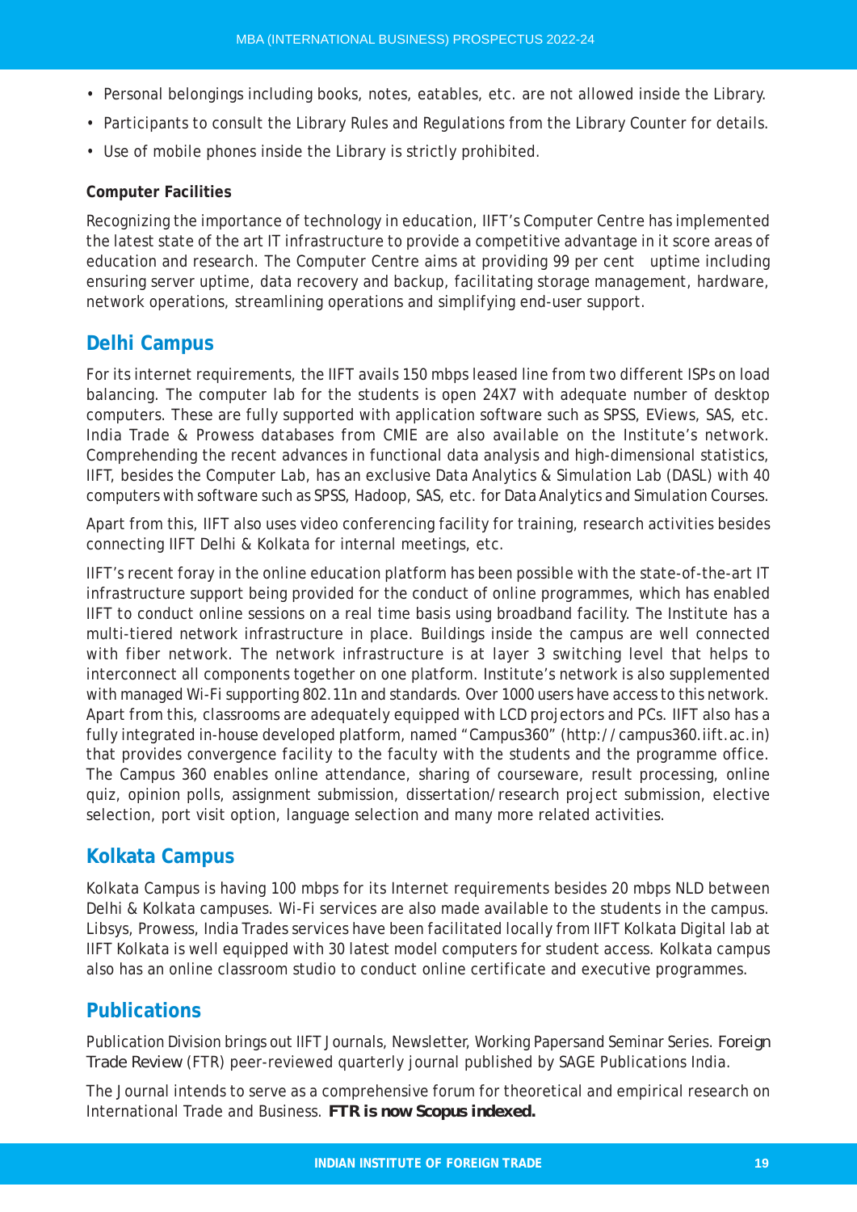- Personal belongings including books, notes, eatables, etc. are not allowed inside the Library.
- Participants to consult the Library Rules and Regulations from the Library Counter for details.
- Use of mobile phones inside the Library is strictly prohibited.

**Computer Facilities**

Recognizing the importance of technology in education, IIFT's Computer Centre has implemented the latest state of the art IT infrastructure to provide a competitive advantage in it score areas of education and research. The Computer Centre aims at providing 99 per cent uptime including ensuring server uptime, data recovery and backup, facilitating storage management, hardware, network operations, streamlining operations and simplifying end-user support.

## Delhi Campus

For its internet requirements, the IIFT avails 150 mbps leased line from two different ISPs on load balancing. The computer lab for the students is open 24X7 with adequate number of desktop computers. These are fully supported with application software such as SPSS, EViews, SAS, etc. India Trade & Prowess databases from CMIE are also available on the Institute's network. Comprehending the recent advances in functional data analysis and high-dimensional statistics, IIFT, besides the Computer Lab, has an exclusive Data Analytics & Simulation Lab (DASL) with 40 computers with software such as SPSS, Hadoop, SAS, etc. for Data Analytics and Simulation Courses.

Apart from this, IIFT also uses video conferencing facility for training, research activities besides connecting IIFT Delhi & Kolkata for internal meetings, etc.

IIFT's recent foray in the online education platform has been possible with the state-of-the-art IT infrastructure support being provided for the conduct of online programmes, which has enabled IIFT to conduct online sessions on a real time basis using broadband facility. The Institute has a multi-tiered network infrastructure in place. Buildings inside the campus are well connected with fiber network. The network infrastructure is at layer 3 switching level that helps to interconnect all components together on one platform. Institute's network is also supplemented with managed Wi-Fi supporting 802.11n and standards. Over 1000 users have access to this network. Apart from this, classrooms are adequately equipped with LCD projectors and PCs. IIFT also has a fully integrated in-house developed platform, named "Campus360" (http://campus360.iift.ac.in) that provides convergence facility to the faculty with the students and the programme office. The Campus 360 enables online attendance, sharing of courseware, result processing, online quiz, opinion polls, assignment submission, dissertation/research project submission, elective selection, port visit option, language selection and many more related activities.

## Kolkata Campus

Kolkata Campus is having 100 mbps for its Internet requirements besides 20 mbps NLD between Delhi & Kolkata campuses. Wi-Fi services are also made available to the students in the campus. Libsys, Prowess, India Trades services have been facilitated locally from IIFT Kolkata Digital lab at IIFT Kolkata is well equipped with 30 latest model computers for student access. Kolkata campus also has an online classroom studio to conduct online certificate and executive programmes.

## Publications

Publication Division brings out IIFT Journals, Newsletter, Working Papersand Seminar Series. Foreign Trade Review (FTR) peer-reviewed quarterly journal published by SAGE Publications India.

The Journal intends to serve as a comprehensive forum for theoretical and empirical research on International Trade and Business. **FTR is now Scopus indexed.**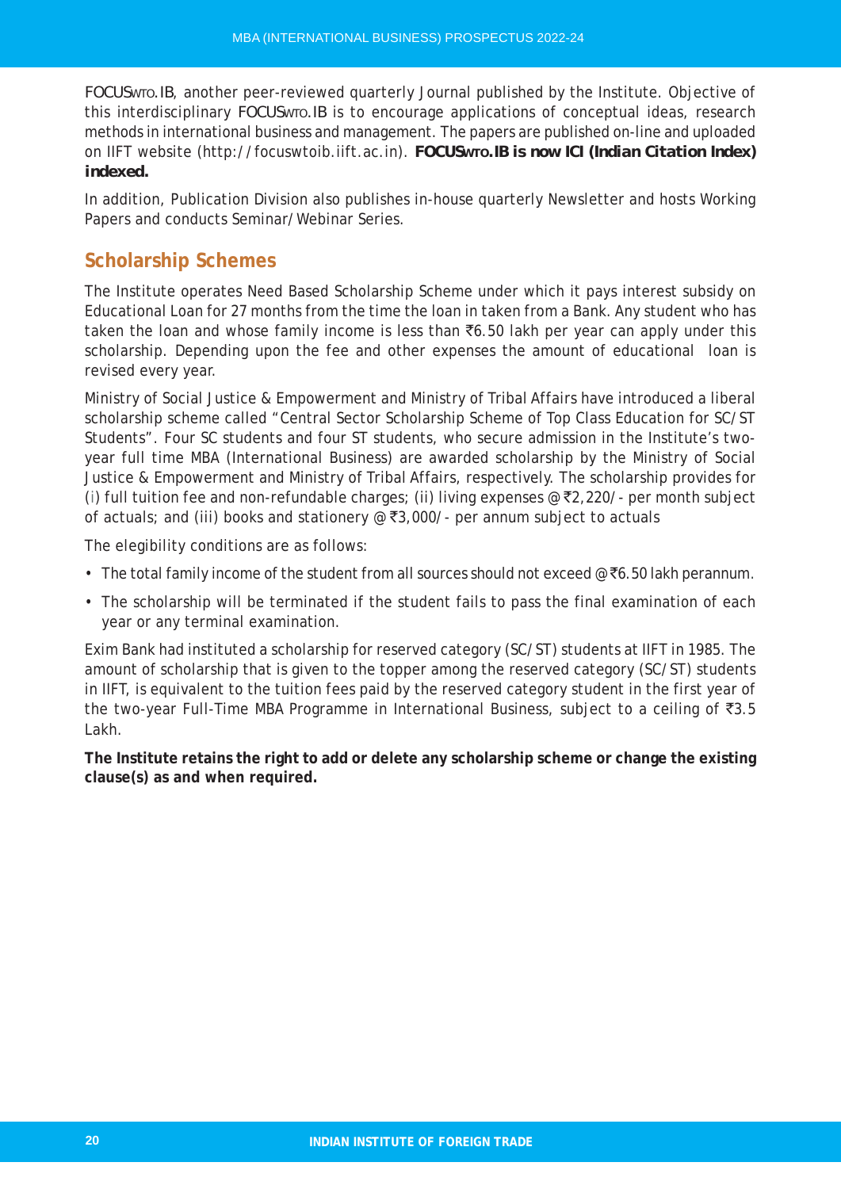FOCUSWTO.IB, another peer-reviewed quarterly Journal published by the Institute. Objective of this interdisciplinary FOCUSWTO.IB is to encourage applications of conceptual ideas, research methods in international business and management. The papers are published on-line and uploaded on IIFT website (http://focuswtoib.iift.ac.in). **FOCUSWTO.IB is now ICI (Indian Citation Index) indexed.**

In addition, Publication Division also publishes in-house quarterly Newsletter and hosts Working Papers and conducts Seminar/Webinar Series.

## Scholarship Schemes

The Institute operates Need Based Scholarship Scheme under which it pays interest subsidy on Educational Loan for 27 months from the time the loan in taken from a Bank. Any student who has taken the loan and whose family income is less than ₹6.50 lakh per year can apply under this scholarship. Depending upon the fee and other expenses the amount of educational loan is revised every year.

Ministry of Social Justice & Empowerment and Ministry of Tribal Affairs have introduced a liberal scholarship scheme called "Central Sector Scholarship Scheme of Top Class Education for SC/ST Students". Four SC students and four ST students, who secure admission in the Institute's two-year full time MBA (International Business) are awarded scholarship by the Ministry of Social Justice & Empowerment and Ministry of Tribal Affairs, respectively. The scholarship provides for (i) full tuition fee and non-refundable charges; (ii) living expenses @₹2,220/- per month subject of actuals; and (iii) books and stationery @₹3,000/- per annum subject to actuals

The elegibility conditions are as follows:

- The total family income of the student from all sources should not exceed @₹6.50 lakh perannum.
- The scholarship will be terminated if the student fails to pass the final examination of each year or any terminal examination.

Exim Bank had instituted a scholarship for reserved category (SC/ST) students at IIFT in 1985. The amount of scholarship that is given to the topper among the reserved category (SC/ST) students in IIFT, is equivalent to the tuition fees paid by the reserved category student in the first year of the two-year Full-Time MBA Programme in International Business, subject to a ceiling of ₹3.5 Lakh.

**The Institute retains the right to add or delete any scholarship scheme or change the existing clause(s) as and when required.**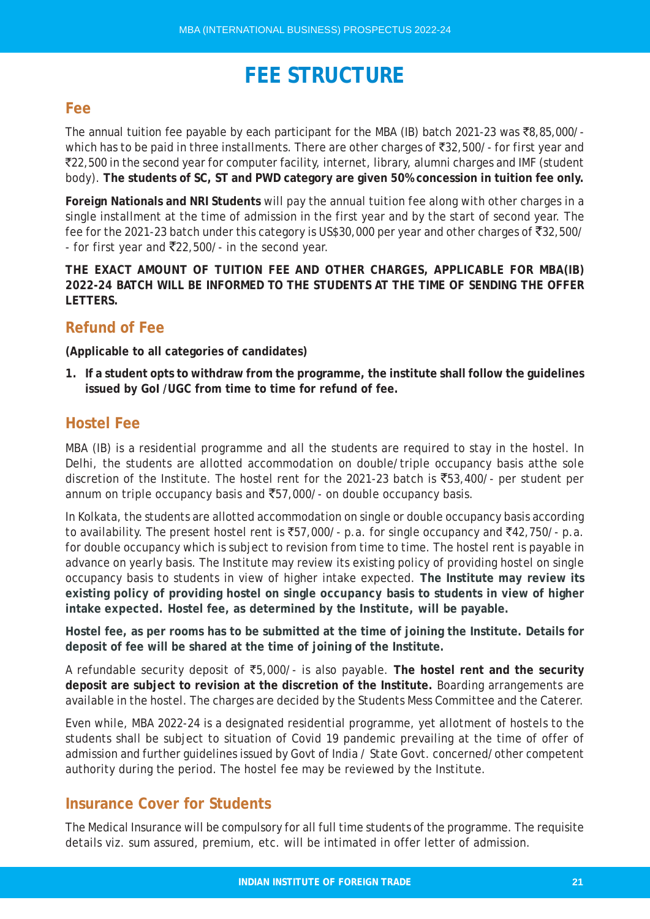# FEE STRUCTURE

## Fee

The annual tuition fee payable by each participant for the MBA (IB) batch 2021-23 was ₹8,85,000/- which has to be paid in three installments. There are other charges of ₹32,500/- for first year and ₹22,500 in the second year for computer facility, internet, library, alumni charges and IMF (student body). **The students of SC, ST and PWD category are given 50% concession in tuition fee only.**

**Foreign Nationals and NRI Students** will pay the annual tuition fee along with other charges in a single installment at the time of admission in the first year and by the start of second year. The fee for the 2021-23 batch under this category is US$30,000 per year and other charges of ₹32,500/- for first year and ₹22,500/- in the second year.

**THE EXACT AMOUNT OF TUITION FEE AND OTHER CHARGES, APPLICABLE FOR MBA(IB) 2022-24 BATCH WILL BE INFORMED TO THE STUDENTS AT THE TIME OF SENDING THE OFFER LETTERS.**

## Refund of Fee

**(Applicable to all categories of candidates)**

1. **If a student opts to withdraw from the programme, the institute shall follow the guidelines issued by GoI /UGC from time to time for refund of fee.**

## Hostel Fee

MBA (IB) is a residential programme and all the students are required to stay in the hostel. In Delhi, the students are allotted accommodation on double/triple occupancy basis atthe sole discretion of the Institute. The hostel rent for the 2021-23 batch is ₹53,400/- per student per annum on triple occupancy basis and ₹57,000/- on double occupancy basis.

In Kolkata, the students are allotted accommodation on single or double occupancy basis according to availability. The present hostel rent is ₹57,000/- p.a. for single occupancy and ₹42,750/- p.a. for double occupancy which is subject to revision from time to time. The hostel rent is payable in advance on yearly basis. The Institute may review its existing policy of providing hostel on single occupancy basis to students in view of higher intake expected. **The Institute may review its existing policy of providing hostel on single occupancy basis to students in view of higher intake expected. Hostel fee, as determined by the Institute, will be payable.**

**Hostel fee, as per rooms has to be submitted at the time of joining the Institute. Details for deposit of fee will be shared at the time of joining of the Institute.**

A refundable security deposit of ₹5,000/- is also payable. **The hostel rent and the security deposit are subject to revision at the discretion of the Institute.** Boarding arrangements are available in the hostel. The charges are decided by the Students Mess Committee and the Caterer.

Even while, MBA 2022-24 is a designated residential programme, yet allotment of hostels to the students shall be subject to situation of Covid 19 pandemic prevailing at the time of offer of admission and further guidelines issued by Govt of India / State Govt. concerned/other competent authority during the period. The hostel fee may be reviewed by the Institute.

## Insurance Cover for Students

The Medical Insurance will be compulsory for all full time students of the programme. The requisite details viz. sum assured, premium, etc. will be intimated in offer letter of admission.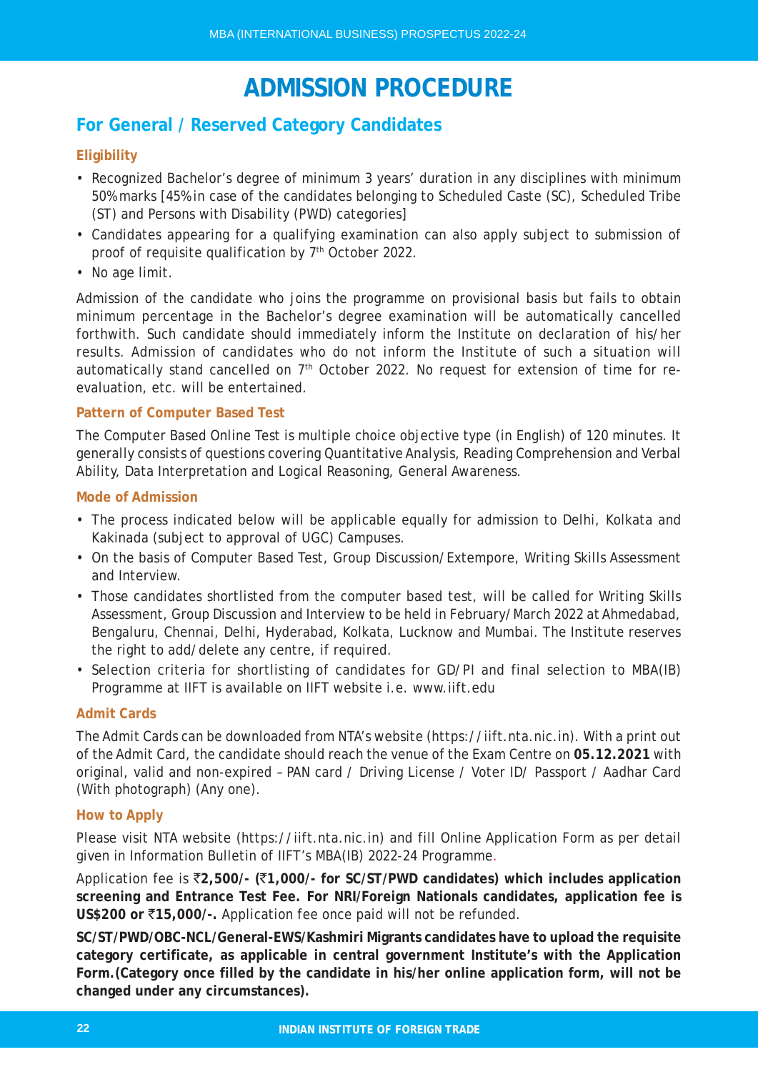# ADMISSION PROCEDURE

## For General / Reserved Category Candidates

### Eligibility

- Recognized Bachelor's degree of minimum 3 years' duration in any disciplines with minimum 50% marks [45% in case of the candidates belonging to Scheduled Caste (SC), Scheduled Tribe (ST) and Persons with Disability (PWD) categories]
- Candidates appearing for a qualifying examination can also apply subject to submission of proof of requisite qualification by 7th October 2022.
- No age limit.

Admission of the candidate who joins the programme on provisional basis but fails to obtain minimum percentage in the Bachelor's degree examination will be automatically cancelled forthwith. Such candidate should immediately inform the Institute on declaration of his/her results. Admission of candidates who do not inform the Institute of such a situation will automatically stand cancelled on 7th October 2022. No request for extension of time for re-evaluation, etc. will be entertained.

### Pattern of Computer Based Test

The Computer Based Online Test is multiple choice objective type (in English) of 120 minutes. It generally consists of questions covering Quantitative Analysis, Reading Comprehension and Verbal Ability, Data Interpretation and Logical Reasoning, General Awareness.

### Mode of Admission

- The process indicated below will be applicable equally for admission to Delhi, Kolkata and Kakinada (subject to approval of UGC) Campuses.
- On the basis of Computer Based Test, Group Discussion/Extempore, Writing Skills Assessment and Interview.
- Those candidates shortlisted from the computer based test, will be called for Writing Skills Assessment, Group Discussion and Interview to be held in February/March 2022 at Ahmedabad, Bengaluru, Chennai, Delhi, Hyderabad, Kolkata, Lucknow and Mumbai. The Institute reserves the right to add/delete any centre, if required.
- Selection criteria for shortlisting of candidates for GD/PI and final selection to MBA(IB) Programme at IIFT is available on IIFT website i.e. www.iift.edu

### Admit Cards

The Admit Cards can be downloaded from NTA's website (https://iift.nta.nic.in). With a print out of the Admit Card, the candidate should reach the venue of the Exam Centre on **05.12.2021** with original, valid and non-expired – PAN card / Driving License / Voter ID/ Passport / Aadhar Card (With photograph) (Any one).

### How to Apply

Please visit NTA website (https://iift.nta.nic.in) and fill Online Application Form as per detail given in Information Bulletin of IIFT's MBA(IB) 2022-24 Programme.

Application fee is **₹2,500/- (₹1,000/- for SC/ST/PWD candidates) which includes application screening and Entrance Test Fee. For NRI/Foreign Nationals candidates, application fee is US$200 or ₹15,000/-.** Application fee once paid will not be refunded.

**SC/ST/PWD/OBC-NCL/General-EWS/Kashmiri Migrants candidates have to upload the requisite category certificate, as applicable in central government Institute's with the Application Form.(Category once filled by the candidate in his/her online application form, will not be changed under any circumstances).**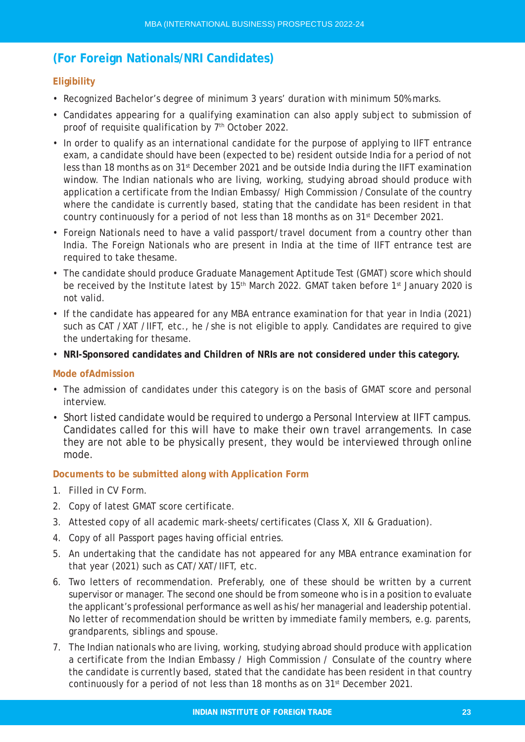## (For Foreign Nationals/NRI Candidates)

### Eligibility

- Recognized Bachelor's degree of minimum 3 years' duration with minimum 50% marks.
- Candidates appearing for a qualifying examination can also apply subject to submission of proof of requisite qualification by 7th October 2022.
- In order to qualify as an international candidate for the purpose of applying to IIFT entrance exam, a candidate should have been (expected to be) resident outside India for a period of not less than 18 months as on 31st December 2021 and be outside India during the IIFT examination window. The Indian nationals who are living, working, studying abroad should produce with application a certificate from the Indian Embassy/ High Commission / Consulate of the country where the candidate is currently based, stating that the candidate has been resident in that country continuously for a period of not less than 18 months as on 31st December 2021.
- Foreign Nationals need to have a valid passport/travel document from a country other than India. The Foreign Nationals who are present in India at the time of IIFT entrance test are required to take thesame.
- The candidate should produce Graduate Management Aptitude Test (GMAT) score which should be received by the Institute latest by 15th March 2022. GMAT taken before 1st January 2020 is not valid.
- If the candidate has appeared for any MBA entrance examination for that year in India (2021) such as CAT / XAT / IIFT, etc., he / she is not eligible to apply. Candidates are required to give the undertaking for thesame.
- **NRI-Sponsored candidates and Children of NRIs are not considered under this category.**

### Mode ofAdmission

- The admission of candidates under this category is on the basis of GMAT score and personal interview.
- Short listed candidate would be required to undergo a Personal Interview at IIFT campus. Candidates called for this will have to make their own travel arrangements. In case they are not able to be physically present, they would be interviewed through online mode.

### Documents to be submitted along with Application Form

1. Filled in CV Form.
2. Copy of latest GMAT score certificate.
3. Attested copy of all academic mark-sheets/certificates (Class X, XII & Graduation).
4. Copy of all Passport pages having official entries.
5. An undertaking that the candidate has not appeared for any MBA entrance examination for that year (2021) such as CAT/XAT/IIFT, etc.
6. Two letters of recommendation. Preferably, one of these should be written by a current supervisor or manager. The second one should be from someone who is in a position to evaluate the applicant's professional performance as well as his/her managerial and leadership potential. No letter of recommendation should be written by immediate family members, e.g. parents, grandparents, siblings and spouse.
7. The Indian nationals who are living, working, studying abroad should produce with application a certificate from the Indian Embassy / High Commission / Consulate of the country where the candidate is currently based, stated that the candidate has been resident in that country continuously for a period of not less than 18 months as on 31st December 2021.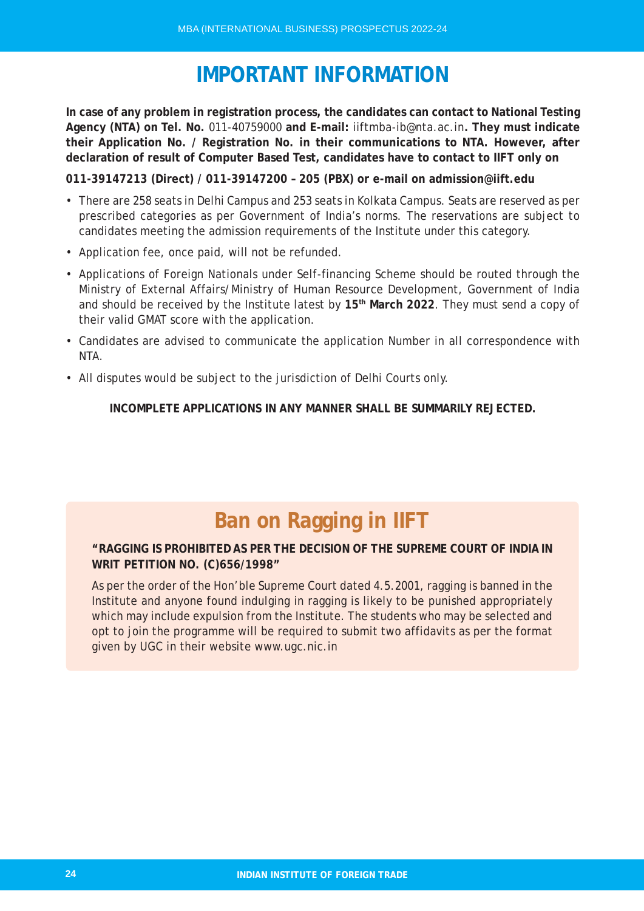# IMPORTANT INFORMATION

**In case of any problem in registration process, the candidates can contact to National Testing Agency (NTA) on Tel. No.** 011-40759000 **and E-mail:** iiftmba-ib@nta.ac.in**. They must indicate their Application No. / Registration No. in their communications to NTA. However, after declaration of result of Computer Based Test, candidates have to contact to IIFT only on**

**011-39147213 (Direct) / 011-39147200 – 205 (PBX) or e-mail on admission@iift.edu**

- There are 258 seats in Delhi Campus and 253 seats in Kolkata Campus. Seats are reserved as per prescribed categories as per Government of India's norms. The reservations are subject to candidates meeting the admission requirements of the Institute under this category.
- Application fee, once paid, will not be refunded.
- Applications of Foreign Nationals under Self-financing Scheme should be routed through the Ministry of External Affairs/Ministry of Human Resource Development, Government of India and should be received by the Institute latest by **15th March 2022**. They must send a copy of their valid GMAT score with the application.
- Candidates are advised to communicate the application Number in all correspondence with NTA.
- All disputes would be subject to the jurisdiction of Delhi Courts only.

**INCOMPLETE APPLICATIONS IN ANY MANNER SHALL BE SUMMARILY REJECTED.**

## Ban on Ragging in IIFT

**"RAGGING IS PROHIBITED AS PER THE DECISION OF THE SUPREME COURT OF INDIA IN WRIT PETITION NO. (C)656/1998"**

As per the order of the Hon'ble Supreme Court dated 4.5.2001, ragging is banned in the Institute and anyone found indulging in ragging is likely to be punished appropriately which may include expulsion from the Institute. The students who may be selected and opt to join the programme will be required to submit two affidavits as per the format given by UGC in their website www.ugc.nic.in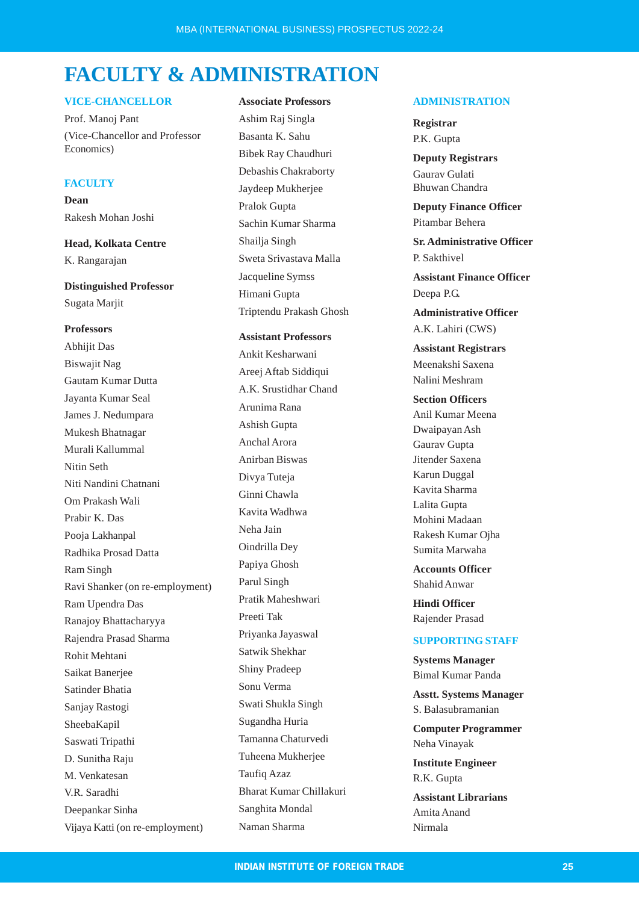# FACULTY & ADMINISTRATION

## VICE-CHANCELLOR

Prof. Manoj Pant
(Vice-Chancellor and Professor Economics)

## FACULTY

**Dean**
Rakesh Mohan Joshi

**Head, Kolkata Centre**
K. Rangarajan

**Distinguished Professor**
Sugata Marjit

**Professors**
Abhijit Das
Biswajit Nag
Gautam Kumar Dutta
Jayanta Kumar Seal
James J. Nedumpara
Mukesh Bhatnagar
Murali Kallummal
Nitin Seth
Niti Nandini Chatnani
Om Prakash Wali
Prabir K. Das
Pooja Lakhanpal
Radhika Prosad Datta
Ram Singh
Ravi Shanker (on re-employment)
Ram Upendra Das
Ranajoy Bhattacharyya
Rajendra Prasad Sharma
Rohit Mehtani
Saikat Banerjee
Satinder Bhatia
Sanjay Rastogi
SheebaKapil
Saswati Tripathi
D. Sunitha Raju
M. Venkatesan
V.R. Saradhi
Deepankar Sinha
Vijaya Katti (on re-employment)

**Associate Professors**
Ashim Raj Singla
Basanta K. Sahu
Bibek Ray Chaudhuri
Debashis Chakraborty
Jaydeep Mukherjee
Pralok Gupta
Sachin Kumar Sharma
Shailja Singh
Sweta Srivastava Malla
Jacqueline Symss
Himani Gupta
Triptendu Prakash Ghosh

**Assistant Professors**
Ankit Kesharwani
Areej Aftab Siddiqui
A.K. Srustidhar Chand
Arunima Rana
Ashish Gupta
Anchal Arora
Anirban Biswas
Divya Tuteja
Ginni Chawla
Kavita Wadhwa
Neha Jain
Oindrilla Dey
Papiya Ghosh
Parul Singh
Pratik Maheshwari
Preeti Tak
Priyanka Jayaswal
Satwik Shekhar
Shiny Pradeep
Sonu Verma
Swati Shukla Singh
Sugandha Huria
Tamanna Chaturvedi
Tuheena Mukherjee
Taufiq Azaz
Bharat Kumar Chillakuri
Sanghita Mondal
Naman Sharma

## ADMINISTRATION

**Registrar**
P.K. Gupta

**Deputy Registrars**
Gaurav Gulati
Bhuwan Chandra

**Deputy Finance Officer**
Pitambar Behera

**Sr. Administrative Officer**
P. Sakthivel

**Assistant Finance Officer**
Deepa P.G.

**Administrative Officer**
A.K. Lahiri (CWS)

**Assistant Registrars**
Meenakshi Saxena
Nalini Meshram

**Section Officers**
Anil Kumar Meena
Dwaipayan Ash
Gaurav Gupta
Jitender Saxena
Karun Duggal
Kavita Sharma
Lalita Gupta
Mohini Madaan
Rakesh Kumar Ojha
Sumita Marwaha

**Accounts Officer**
Shahid Anwar

**Hindi Officer**
Rajender Prasad

## SUPPORTING STAFF

**Systems Manager**
Bimal Kumar Panda

**Asstt. Systems Manager**
S. Balasubramanian

**Computer Programmer**
Neha Vinayak

**Institute Engineer**
R.K. Gupta

**Assistant Librarians**
Amita Anand
Nirmala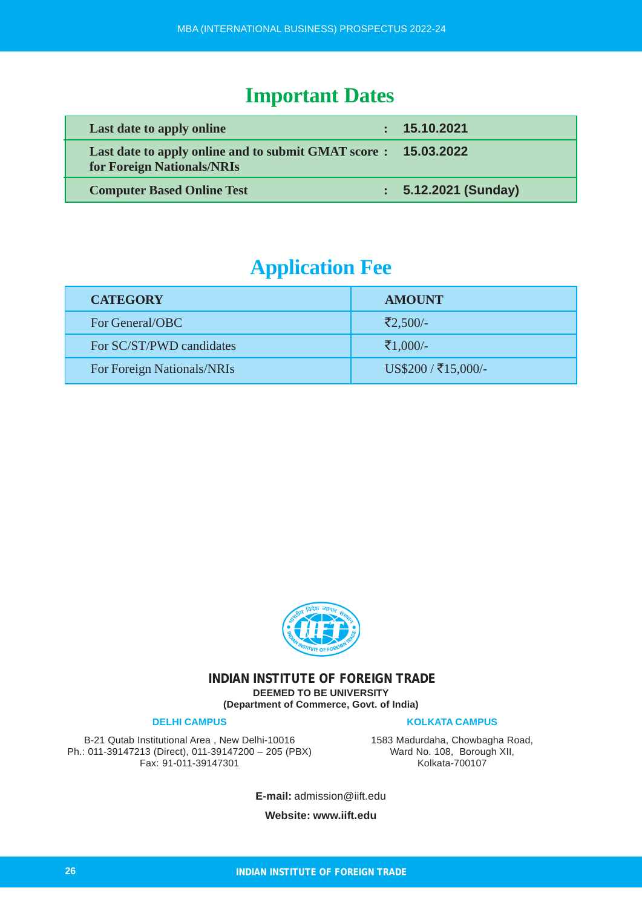## Important Dates

| | | |
|---|---|---|
| **Last date to apply online** | : | **15.10.2021** |
| **Last date to apply online and to submit GMAT score for Foreign Nationals/NRIs** | : | **15.03.2022** |
| **Computer Based Online Test** | : | **5.12.2021 (Sunday)** |

## Application Fee

| CATEGORY | AMOUNT |
|---|---|
| For General/OBC | ₹2,500/- |
| For SC/ST/PWD candidates | ₹1,000/- |
| For Foreign Nationals/NRIs | US$200 / ₹15,000/- |

**INDIAN INSTITUTE OF FOREIGN TRADE**

**DEEMED TO BE UNIVERSITY**

**(Department of Commerce, Govt. of India)**

**DELHI CAMPUS**

B-21 Qutab Institutional Area , New Delhi-10016
Ph.: 011-39147213 (Direct), 011-39147200 – 205 (PBX)
Fax: 91-011-39147301

**KOLKATA CAMPUS**

1583 Madurdaha, Chowbagha Road,
Ward No. 108, Borough XII,
Kolkata-700107

**E-mail:** admission@iift.edu

**Website: www.iift.edu**